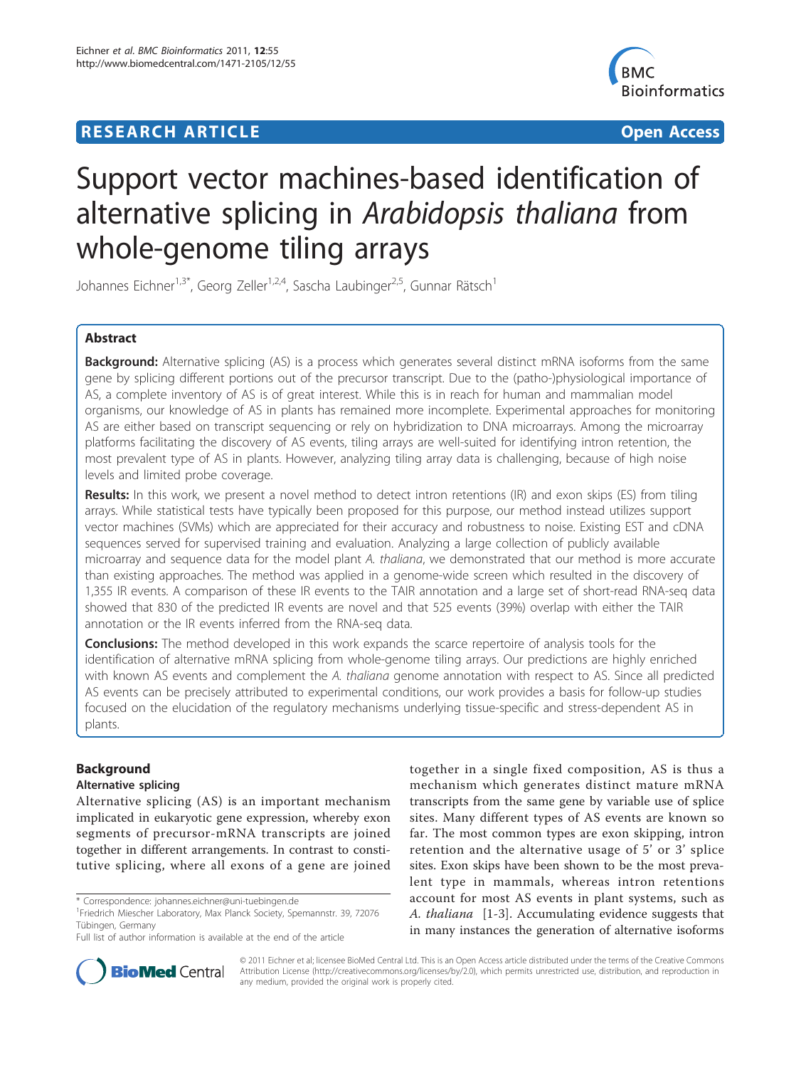**RESEARCH ARTICLE** **Open Access**

# Support vector machines-based identification of alternative splicing in *Arabidopsis thaliana* from whole-genome tiling arrays

Johannes Eichner[1,3*], Georg Zeller[1,2,4], Sascha Laubinger[2,5], Gunnar Rätsch[1]

## Abstract

**Background:** Alternative splicing (AS) is a process which generates several distinct mRNA isoforms from the same gene by splicing different portions out of the precursor transcript. Due to the (patho-)physiological importance of AS, a complete inventory of AS is of great interest. While this is in reach for human and mammalian model organisms, our knowledge of AS in plants has remained more incomplete. Experimental approaches for monitoring AS are either based on transcript sequencing or rely on hybridization to DNA microarrays. Among the microarray platforms facilitating the discovery of AS events, tiling arrays are well-suited for identifying intron retention, the most prevalent type of AS in plants. However, analyzing tiling array data is challenging, because of high noise levels and limited probe coverage.

**Results:** In this work, we present a novel method to detect intron retentions (IR) and exon skips (ES) from tiling arrays. While statistical tests have typically been proposed for this purpose, our method instead utilizes support vector machines (SVMs) which are appreciated for their accuracy and robustness to noise. Existing EST and cDNA sequences served for supervised training and evaluation. Analyzing a large collection of publicly available microarray and sequence data for the model plant *A. thaliana*, we demonstrated that our method is more accurate than existing approaches. The method was applied in a genome-wide screen which resulted in the discovery of 1,355 IR events. A comparison of these IR events to the TAIR annotation and a large set of short-read RNA-seq data showed that 830 of the predicted IR events are novel and that 525 events (39%) overlap with either the TAIR annotation or the IR events inferred from the RNA-seq data.

**Conclusions:** The method developed in this work expands the scarce repertoire of analysis tools for the identification of alternative mRNA splicing from whole-genome tiling arrays. Our predictions are highly enriched with known AS events and complement the *A. thaliana* genome annotation with respect to AS. Since all predicted AS events can be precisely attributed to experimental conditions, our work provides a basis for follow-up studies focused on the elucidation of the regulatory mechanisms underlying tissue-specific and stress-dependent AS in plants.

## Background

### Alternative splicing

Alternative splicing (AS) is an important mechanism implicated in eukaryotic gene expression, whereby exon segments of precursor-mRNA transcripts are joined together in different arrangements. In contrast to constitutive splicing, where all exons of a gene are joined together in a single fixed composition, AS is thus a mechanism which generates distinct mature mRNA transcripts from the same gene by variable use of splice sites. Many different types of AS events are known so far. The most common types are exon skipping, intron retention and the alternative usage of 5' or 3' splice sites. Exon skips have been shown to be the most prevalent type in mammals, whereas intron retentions account for most AS events in plant systems, such as *A. thaliana* [1-3]. Accumulating evidence suggests that in many instances the generation of alternative isoforms

\* Correspondence: johannes.eichner@uni-tuebingen.de
[1]Friedrich Miescher Laboratory, Max Planck Society, Spemannstr. 39, 72076 Tübingen, Germany
Full list of author information is available at the end of the article

© 2011 Eichner et al; licensee BioMed Central Ltd. This is an Open Access article distributed under the terms of the Creative Commons Attribution License (http://creativecommons.org/licenses/by/2.0), which permits unrestricted use, distribution, and reproduction in any medium, provided the original work is properly cited.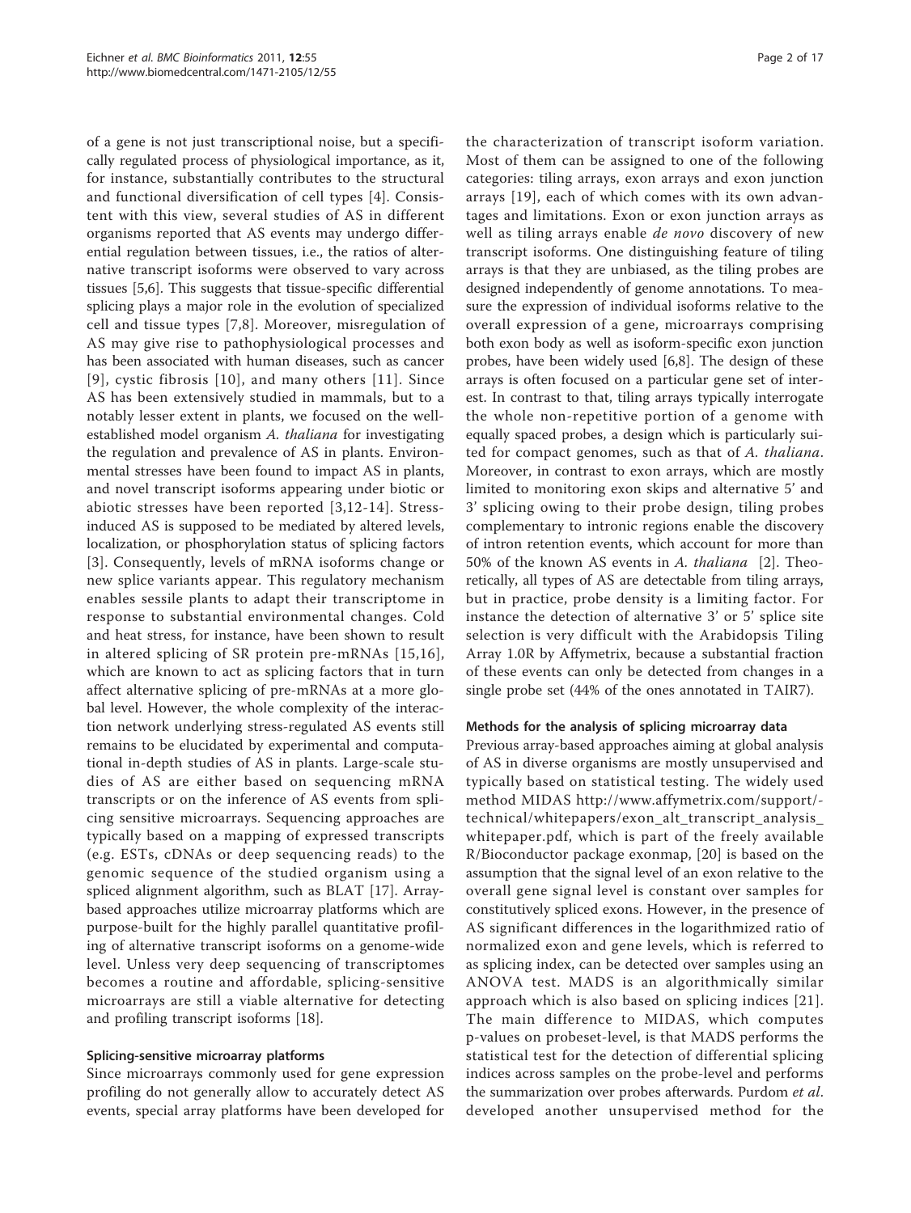of a gene is not just transcriptional noise, but a specifically regulated process of physiological importance, as it, for instance, substantially contributes to the structural and functional diversification of cell types [4]. Consistent with this view, several studies of AS in different organisms reported that AS events may undergo differential regulation between tissues, i.e., the ratios of alternative transcript isoforms were observed to vary across tissues [5,6]. This suggests that tissue-specific differential splicing plays a major role in the evolution of specialized cell and tissue types [7,8]. Moreover, misregulation of AS may give rise to pathophysiological processes and has been associated with human diseases, such as cancer [9], cystic fibrosis [10], and many others [11]. Since AS has been extensively studied in mammals, but to a notably lesser extent in plants, we focused on the well-established model organism *A. thaliana* for investigating the regulation and prevalence of AS in plants. Environmental stresses have been found to impact AS in plants, and novel transcript isoforms appearing under biotic or abiotic stresses have been reported [3,12-14]. Stress-induced AS is supposed to be mediated by altered levels, localization, or phosphorylation status of splicing factors [3]. Consequently, levels of mRNA isoforms change or new splice variants appear. This regulatory mechanism enables sessile plants to adapt their transcriptome in response to substantial environmental changes. Cold and heat stress, for instance, have been shown to result in altered splicing of SR protein pre-mRNAs [15,16], which are known to act as splicing factors that in turn affect alternative splicing of pre-mRNAs at a more global level. However, the whole complexity of the interaction network underlying stress-regulated AS events still remains to be elucidated by experimental and computational in-depth studies of AS in plants. Large-scale studies of AS are either based on sequencing mRNA transcripts or on the inference of AS events from splicing sensitive microarrays. Sequencing approaches are typically based on a mapping of expressed transcripts (e.g. ESTs, cDNAs or deep sequencing reads) to the genomic sequence of the studied organism using a spliced alignment algorithm, such as BLAT [17]. Array-based approaches utilize microarray platforms which are purpose-built for the highly parallel quantitative profiling of alternative transcript isoforms on a genome-wide level. Unless very deep sequencing of transcriptomes becomes a routine and affordable, splicing-sensitive microarrays are still a viable alternative for detecting and profiling transcript isoforms [18].

#### Splicing-sensitive microarray platforms

Since microarrays commonly used for gene expression profiling do not generally allow to accurately detect AS events, special array platforms have been developed for the characterization of transcript isoform variation. Most of them can be assigned to one of the following categories: tiling arrays, exon arrays and exon junction arrays [19], each of which comes with its own advantages and limitations. Exon or exon junction arrays as well as tiling arrays enable *de novo* discovery of new transcript isoforms. One distinguishing feature of tiling arrays is that they are unbiased, as the tiling probes are designed independently of genome annotations. To measure the expression of individual isoforms relative to the overall expression of a gene, microarrays comprising both exon body as well as isoform-specific exon junction probes, have been widely used [6,8]. The design of these arrays is often focused on a particular gene set of interest. In contrast to that, tiling arrays typically interrogate the whole non-repetitive portion of a genome with equally spaced probes, a design which is particularly suited for compact genomes, such as that of *A. thaliana*. Moreover, in contrast to exon arrays, which are mostly limited to monitoring exon skips and alternative 5' and 3' splicing owing to their probe design, tiling probes complementary to intronic regions enable the discovery of intron retention events, which account for more than 50% of the known AS events in *A. thaliana* [2]. Theoretically, all types of AS are detectable from tiling arrays, but in practice, probe density is a limiting factor. For instance the detection of alternative 3' or 5' splice site selection is very difficult with the Arabidopsis Tiling Array 1.0R by Affymetrix, because a substantial fraction of these events can only be detected from changes in a single probe set (44% of the ones annotated in TAIR7).

#### Methods for the analysis of splicing microarray data

Previous array-based approaches aiming at global analysis of AS in diverse organisms are mostly unsupervised and typically based on statistical testing. The widely used method MIDAS http://www.affymetrix.com/support/-technical/whitepapers/exon_alt_transcript_analysis_whitepaper.pdf, which is part of the freely available R/Bioconductor package exonmap, [20] is based on the assumption that the signal level of an exon relative to the overall gene signal level is constant over samples for constitutively spliced exons. However, in the presence of AS significant differences in the logarithmized ratio of normalized exon and gene levels, which is referred to as splicing index, can be detected over samples using an ANOVA test. MADS is an algorithmically similar approach which is also based on splicing indices [21]. The main difference to MIDAS, which computes p-values on probeset-level, is that MADS performs the statistical test for the detection of differential splicing indices across samples on the probe-level and performs the summarization over probes afterwards. Purdom *et al.* developed another unsupervised method for the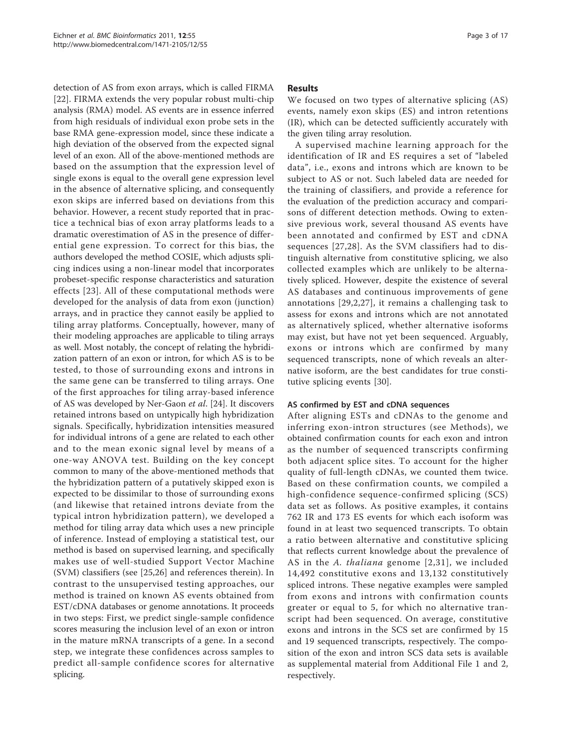detection of AS from exon arrays, which is called FIRMA [22]. FIRMA extends the very popular robust multi-chip analysis (RMA) model. AS events are in essence inferred from high residuals of individual exon probe sets in the base RMA gene-expression model, since these indicate a high deviation of the observed from the expected signal level of an exon. All of the above-mentioned methods are based on the assumption that the expression level of single exons is equal to the overall gene expression level in the absence of alternative splicing, and consequently exon skips are inferred based on deviations from this behavior. However, a recent study reported that in practice a technical bias of exon array platforms leads to a dramatic overestimation of AS in the presence of differential gene expression. To correct for this bias, the authors developed the method COSIE, which adjusts splicing indices using a non-linear model that incorporates probeset-specific response characteristics and saturation effects [23]. All of these computational methods were developed for the analysis of data from exon (junction) arrays, and in practice they cannot easily be applied to tiling array platforms. Conceptually, however, many of their modeling approaches are applicable to tiling arrays as well. Most notably, the concept of relating the hybridization pattern of an exon or intron, for which AS is to be tested, to those of surrounding exons and introns in the same gene can be transferred to tiling arrays. One of the first approaches for tiling array-based inference of AS was developed by Ner-Gaon *et al*. [24]. It discovers retained introns based on untypically high hybridization signals. Specifically, hybridization intensities measured for individual introns of a gene are related to each other and to the mean exonic signal level by means of a one-way ANOVA test. Building on the key concept common to many of the above-mentioned methods that the hybridization pattern of a putatively skipped exon is expected to be dissimilar to those of surrounding exons (and likewise that retained introns deviate from the typical intron hybridization pattern), we developed a method for tiling array data which uses a new principle of inference. Instead of employing a statistical test, our method is based on supervised learning, and specifically makes use of well-studied Support Vector Machine (SVM) classifiers (see [25,26] and references therein). In contrast to the unsupervised testing approaches, our method is trained on known AS events obtained from EST/cDNA databases or genome annotations. It proceeds in two steps: First, we predict single-sample confidence scores measuring the inclusion level of an exon or intron in the mature mRNA transcripts of a gene. In a second step, we integrate these confidences across samples to predict all-sample confidence scores for alternative splicing.

## Results

We focused on two types of alternative splicing (AS) events, namely exon skips (ES) and intron retentions (IR), which can be detected sufficiently accurately with the given tiling array resolution.

A supervised machine learning approach for the identification of IR and ES requires a set of "labeled data", i.e., exons and introns which are known to be subject to AS or not. Such labeled data are needed for the training of classifiers, and provide a reference for the evaluation of the prediction accuracy and comparisons of different detection methods. Owing to extensive previous work, several thousand AS events have been annotated and confirmed by EST and cDNA sequences [27,28]. As the SVM classifiers had to distinguish alternative from constitutive splicing, we also collected examples which are unlikely to be alternatively spliced. However, despite the existence of several AS databases and continuous improvements of gene annotations [29,2,27], it remains a challenging task to assess for exons and introns which are not annotated as alternatively spliced, whether alternative isoforms may exist, but have not yet been sequenced. Arguably, exons or introns which are confirmed by many sequenced transcripts, none of which reveals an alternative isoform, are the best candidates for true constitutive splicing events [30].

### AS confirmed by EST and cDNA sequences

After aligning ESTs and cDNAs to the genome and inferring exon-intron structures (see Methods), we obtained confirmation counts for each exon and intron as the number of sequenced transcripts confirming both adjacent splice sites. To account for the higher quality of full-length cDNAs, we counted them twice. Based on these confirmation counts, we compiled a high-confidence sequence-confirmed splicing (SCS) data set as follows. As positive examples, it contains 762 IR and 173 ES events for which each isoform was found in at least two sequenced transcripts. To obtain a ratio between alternative and constitutive splicing that reflects current knowledge about the prevalence of AS in the *A. thaliana* genome [2,31], we included 14,492 constitutive exons and 13,132 constitutively spliced introns. These negative examples were sampled from exons and introns with confirmation counts greater or equal to 5, for which no alternative transcript had been sequenced. On average, constitutive exons and introns in the SCS set are confirmed by 15 and 19 sequenced transcripts, respectively. The composition of the exon and intron SCS data sets is available as supplemental material from Additional File 1 and 2, respectively.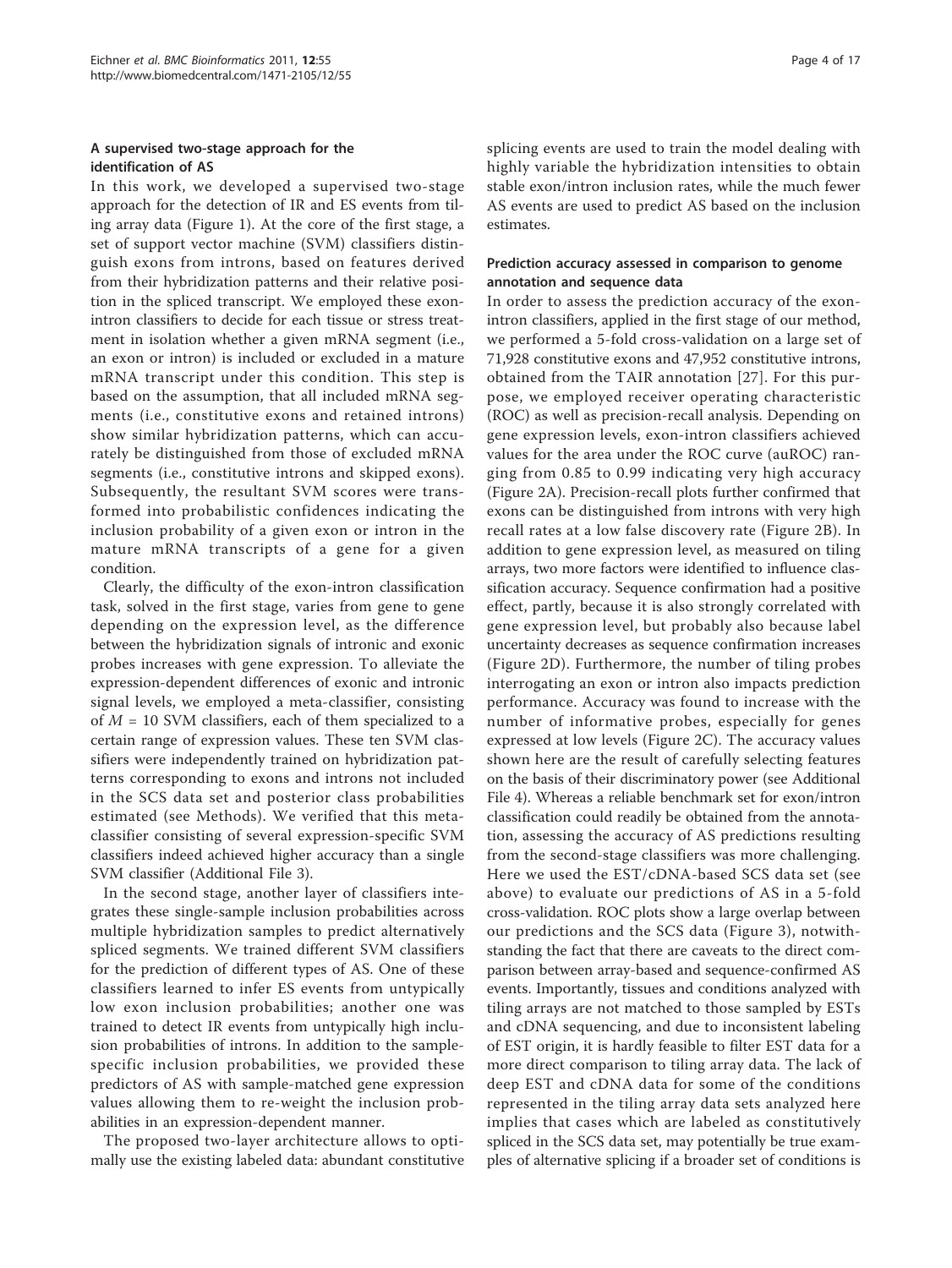### A supervised two-stage approach for the identification of AS

In this work, we developed a supervised two-stage approach for the detection of IR and ES events from tiling array data (Figure 1). At the core of the first stage, a set of support vector machine (SVM) classifiers distinguish exons from introns, based on features derived from their hybridization patterns and their relative position in the spliced transcript. We employed these exon-intron classifiers to decide for each tissue or stress treatment in isolation whether a given mRNA segment (i.e., an exon or intron) is included or excluded in a mature mRNA transcript under this condition. This step is based on the assumption, that all included mRNA segments (i.e., constitutive exons and retained introns) show similar hybridization patterns, which can accurately be distinguished from those of excluded mRNA segments (i.e., constitutive introns and skipped exons). Subsequently, the resultant SVM scores were transformed into probabilistic confidences indicating the inclusion probability of a given exon or intron in the mature mRNA transcripts of a gene for a given condition.

Clearly, the difficulty of the exon-intron classification task, solved in the first stage, varies from gene to gene depending on the expression level, as the difference between the hybridization signals of intronic and exonic probes increases with gene expression. To alleviate the expression-dependent differences of exonic and intronic signal levels, we employed a meta-classifier, consisting of $M = 10$ SVM classifiers, each of them specialized to a certain range of expression values. These ten SVM classifiers were independently trained on hybridization patterns corresponding to exons and introns not included in the SCS data set and posterior class probabilities estimated (see Methods). We verified that this meta-classifier consisting of several expression-specific SVM classifiers indeed achieved higher accuracy than a single SVM classifier (Additional File 3).

In the second stage, another layer of classifiers integrates these single-sample inclusion probabilities across multiple hybridization samples to predict alternatively spliced segments. We trained different SVM classifiers for the prediction of different types of AS. One of these classifiers learned to infer ES events from untypically low exon inclusion probabilities; another one was trained to detect IR events from untypically high inclusion probabilities of introns. In addition to the sample-specific inclusion probabilities, we provided these predictors of AS with sample-matched gene expression values allowing them to re-weight the inclusion probabilities in an expression-dependent manner.

The proposed two-layer architecture allows to optimally use the existing labeled data: abundant constitutive splicing events are used to train the model dealing with highly variable the hybridization intensities to obtain stable exon/intron inclusion rates, while the much fewer AS events are used to predict AS based on the inclusion estimates.

### Prediction accuracy assessed in comparison to genome annotation and sequence data

In order to assess the prediction accuracy of the exon-intron classifiers, applied in the first stage of our method, we performed a 5-fold cross-validation on a large set of 71,928 constitutive exons and 47,952 constitutive introns, obtained from the TAIR annotation [27]. For this purpose, we employed receiver operating characteristic (ROC) as well as precision-recall analysis. Depending on gene expression levels, exon-intron classifiers achieved values for the area under the ROC curve (auROC) ranging from 0.85 to 0.99 indicating very high accuracy (Figure 2A). Precision-recall plots further confirmed that exons can be distinguished from introns with very high recall rates at a low false discovery rate (Figure 2B). In addition to gene expression level, as measured on tiling arrays, two more factors were identified to influence classification accuracy. Sequence confirmation had a positive effect, partly, because it is also strongly correlated with gene expression level, but probably also because label uncertainty decreases as sequence confirmation increases (Figure 2D). Furthermore, the number of tiling probes interrogating an exon or intron also impacts prediction performance. Accuracy was found to increase with the number of informative probes, especially for genes expressed at low levels (Figure 2C). The accuracy values shown here are the result of carefully selecting features on the basis of their discriminatory power (see Additional File 4). Whereas a reliable benchmark set for exon/intron classification could readily be obtained from the annotation, assessing the accuracy of AS predictions resulting from the second-stage classifiers was more challenging. Here we used the EST/cDNA-based SCS data set (see above) to evaluate our predictions of AS in a 5-fold cross-validation. ROC plots show a large overlap between our predictions and the SCS data (Figure 3), notwithstanding the fact that there are caveats to the direct comparison between array-based and sequence-confirmed AS events. Importantly, tissues and conditions analyzed with tiling arrays are not matched to those sampled by ESTs and cDNA sequencing, and due to inconsistent labeling of EST origin, it is hardly feasible to filter EST data for a more direct comparison to tiling array data. The lack of deep EST and cDNA data for some of the conditions represented in the tiling array data sets analyzed here implies that cases which are labeled as constitutively spliced in the SCS data set, may potentially be true examples of alternative splicing if a broader set of conditions is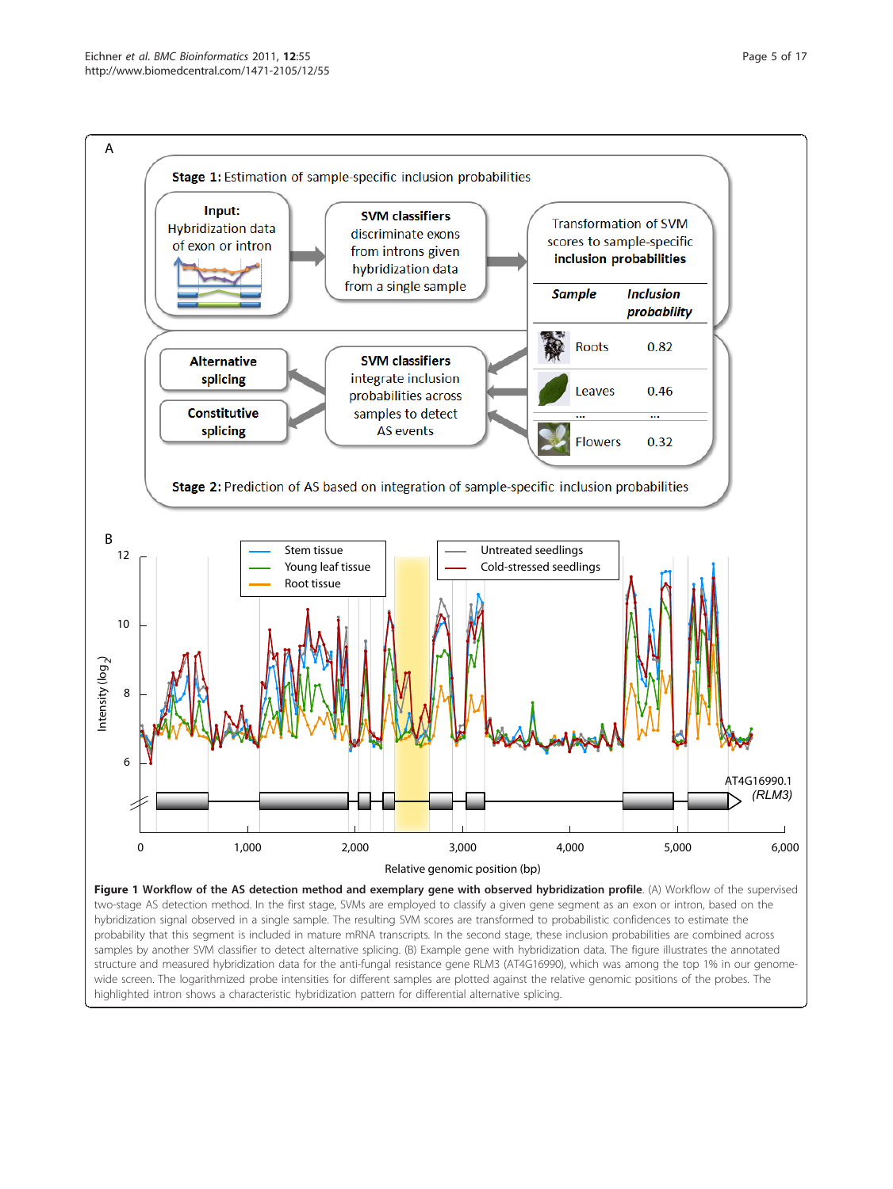**Figure 1 Workflow of the AS detection method and exemplary gene with observed hybridization profile**. (A) Workflow of the supervised two-stage AS detection method. In the first stage, SVMs are employed to classify a given gene segment as an exon or intron, based on the hybridization signal observed in a single sample. The resulting SVM scores are transformed to probabilistic confidences to estimate the probability that this segment is included in mature mRNA transcripts. In the second stage, these inclusion probabilities are combined across samples by another SVM classifier to detect alternative splicing. (B) Example gene with hybridization data. The figure illustrates the annotated structure and measured hybridization data for the anti-fungal resistance gene RLM3 (AT4G16990), which was among the top 1% in our genome-wide screen. The logarithmized probe intensities for different samples are plotted against the relative genomic positions of the probes. The highlighted intron shows a characteristic hybridization pattern for differential alternative splicing.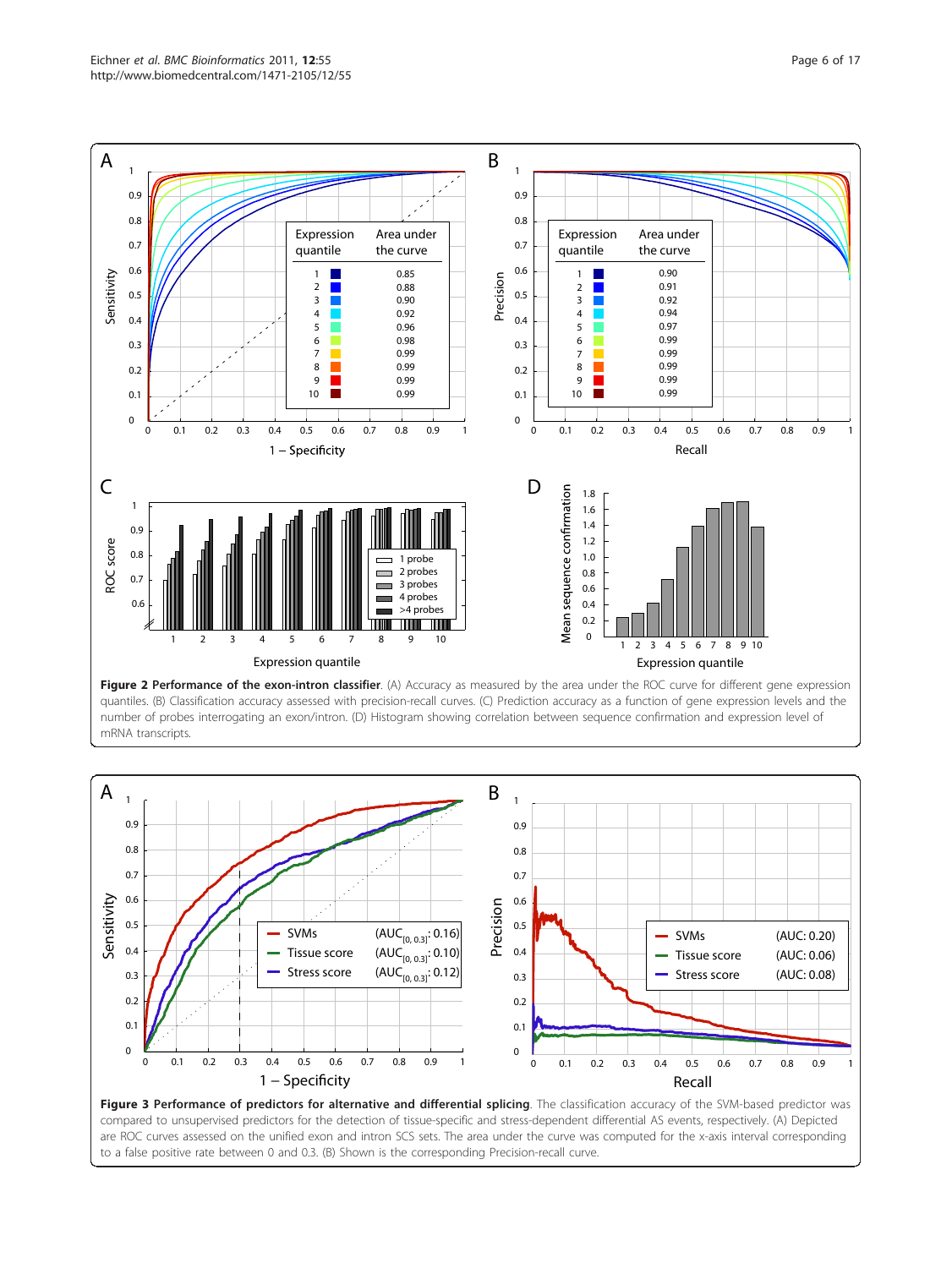**Figure 2 Performance of the exon-intron classifier**. (A) Accuracy as measured by the area under the ROC curve for different gene expression quantiles. (B) Classification accuracy assessed with precision-recall curves. (C) Prediction accuracy as a function of gene expression levels and the number of probes interrogating an exon/intron. (D) Histogram showing correlation between sequence confirmation and expression level of mRNA transcripts.

**Figure 3 Performance of predictors for alternative and differential splicing**. The classification accuracy of the SVM-based predictor was compared to unsupervised predictors for the detection of tissue-specific and stress-dependent differential AS events, respectively. (A) Depicted are ROC curves assessed on the unified exon and intron SCS sets. The area under the curve was computed for the x-axis interval corresponding to a false positive rate between 0 and 0.3. (B) Shown is the corresponding Precision-recall curve.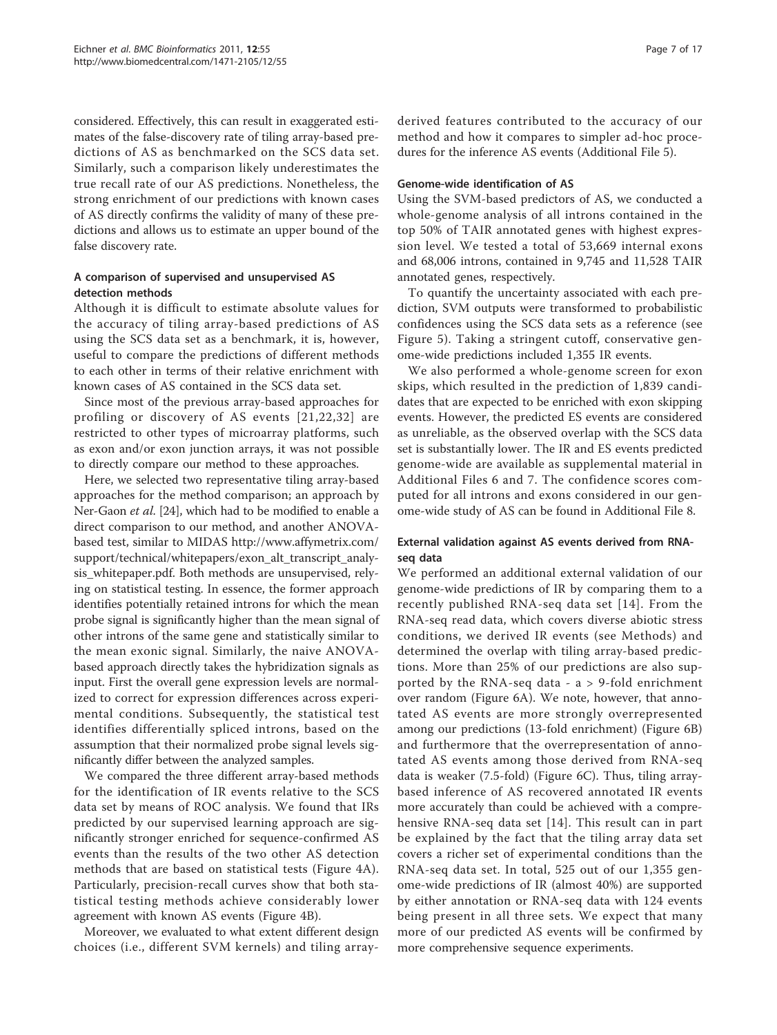considered. Effectively, this can result in exaggerated estimates of the false-discovery rate of tiling array-based predictions of AS as benchmarked on the SCS data set. Similarly, such a comparison likely underestimates the true recall rate of our AS predictions. Nonetheless, the strong enrichment of our predictions with known cases of AS directly confirms the validity of many of these predictions and allows us to estimate an upper bound of the false discovery rate.

### A comparison of supervised and unsupervised AS detection methods

Although it is difficult to estimate absolute values for the accuracy of tiling array-based predictions of AS using the SCS data set as a benchmark, it is, however, useful to compare the predictions of different methods to each other in terms of their relative enrichment with known cases of AS contained in the SCS data set.

Since most of the previous array-based approaches for profiling or discovery of AS events [21,22,32] are restricted to other types of microarray platforms, such as exon and/or exon junction arrays, it was not possible to directly compare our method to these approaches.

Here, we selected two representative tiling array-based approaches for the method comparison; an approach by Ner-Gaon *et al.* [24], which had to be modified to enable a direct comparison to our method, and another ANOVA-based test, similar to MIDAS http://www.affymetrix.com/support/technical/whitepapers/exon_alt_transcript_analysis_whitepaper.pdf. Both methods are unsupervised, relying on statistical testing. In essence, the former approach identifies potentially retained introns for which the mean probe signal is significantly higher than the mean signal of other introns of the same gene and statistically similar to the mean exonic signal. Similarly, the naive ANOVA-based approach directly takes the hybridization signals as input. First the overall gene expression levels are normalized to correct for expression differences across experimental conditions. Subsequently, the statistical test identifies differentially spliced introns, based on the assumption that their normalized probe signal levels significantly differ between the analyzed samples.

We compared the three different array-based methods for the identification of IR events relative to the SCS data set by means of ROC analysis. We found that IRs predicted by our supervised learning approach are significantly stronger enriched for sequence-confirmed AS events than the results of the two other AS detection methods that are based on statistical tests (Figure 4A). Particularly, precision-recall curves show that both statistical testing methods achieve considerably lower agreement with known AS events (Figure 4B).

Moreover, we evaluated to what extent different design choices (i.e., different SVM kernels) and tiling array-derived features contributed to the accuracy of our method and how it compares to simpler ad-hoc procedures for the inference AS events (Additional File 5).

### Genome-wide identification of AS

Using the SVM-based predictors of AS, we conducted a whole-genome analysis of all introns contained in the top 50% of TAIR annotated genes with highest expression level. We tested a total of 53,669 internal exons and 68,006 introns, contained in 9,745 and 11,528 TAIR annotated genes, respectively.

To quantify the uncertainty associated with each prediction, SVM outputs were transformed to probabilistic confidences using the SCS data sets as a reference (see Figure 5). Taking a stringent cutoff, conservative genome-wide predictions included 1,355 IR events.

We also performed a whole-genome screen for exon skips, which resulted in the prediction of 1,839 candidates that are expected to be enriched with exon skipping events. However, the predicted ES events are considered as unreliable, as the observed overlap with the SCS data set is substantially lower. The IR and ES events predicted genome-wide are available as supplemental material in Additional Files 6 and 7. The confidence scores computed for all introns and exons considered in our genome-wide study of AS can be found in Additional File 8.

### External validation against AS events derived from RNA-seq data

We performed an additional external validation of our genome-wide predictions of IR by comparing them to a recently published RNA-seq data set [14]. From the RNA-seq read data, which covers diverse abiotic stress conditions, we derived IR events (see Methods) and determined the overlap with tiling array-based predictions. More than 25% of our predictions are also supported by the RNA-seq data - a > 9-fold enrichment over random (Figure 6A). We note, however, that annotated AS events are more strongly overrepresented among our predictions (13-fold enrichment) (Figure 6B) and furthermore that the overrepresentation of annotated AS events among those derived from RNA-seq data is weaker (7.5-fold) (Figure 6C). Thus, tiling array-based inference of AS recovered annotated IR events more accurately than could be achieved with a comprehensive RNA-seq data set [14]. This result can in part be explained by the fact that the tiling array data set covers a richer set of experimental conditions than the RNA-seq data set. In total, 525 out of our 1,355 genome-wide predictions of IR (almost 40%) are supported by either annotation or RNA-seq data with 124 events being present in all three sets. We expect that many more of our predicted AS events will be confirmed by more comprehensive sequence experiments.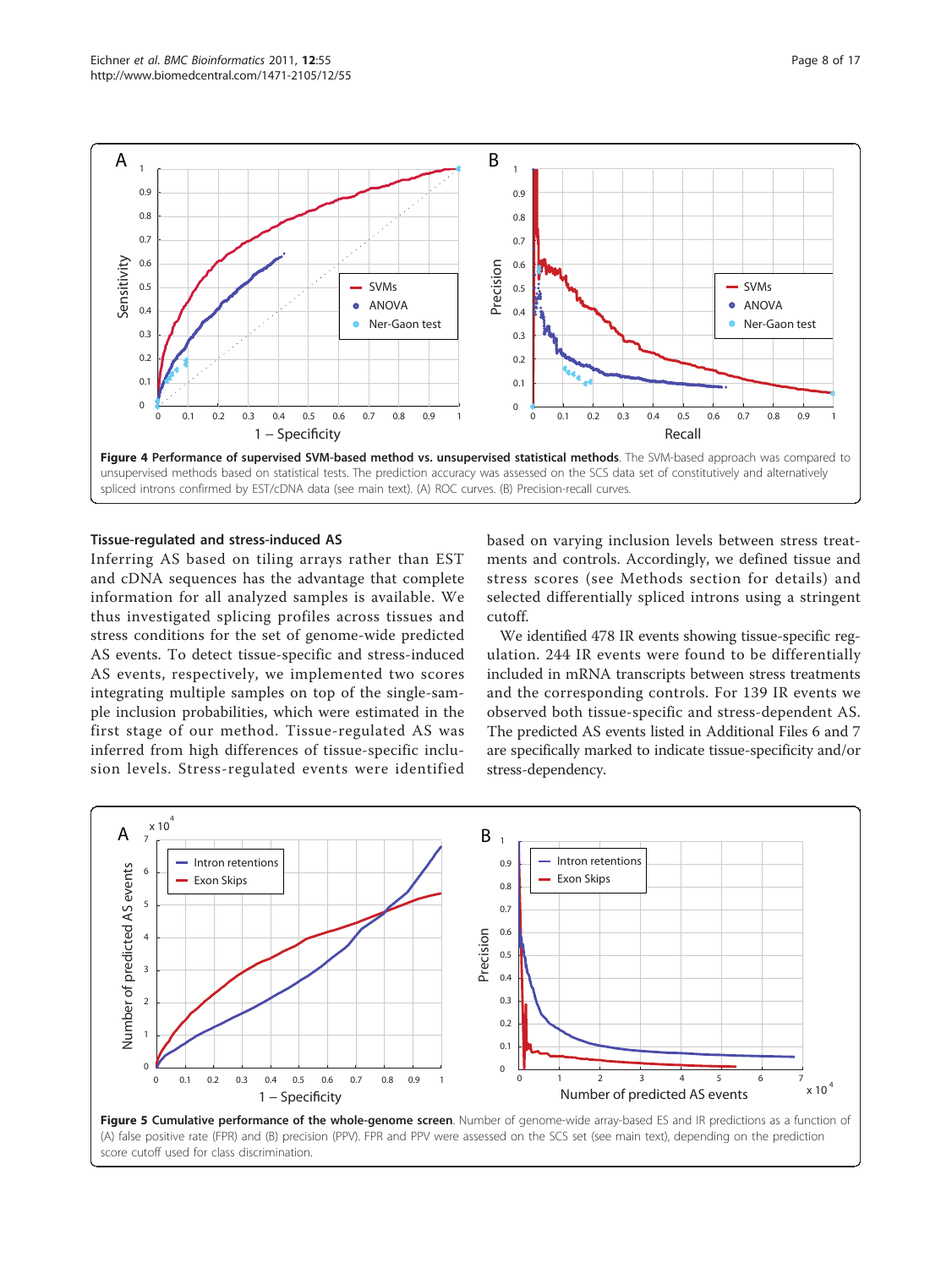**Figure 4 Performance of supervised SVM-based method vs. unsupervised statistical methods**. The SVM-based approach was compared to unsupervised methods based on statistical tests. The prediction accuracy was assessed on the SCS data set of constitutively and alternatively spliced introns confirmed by EST/cDNA data (see main text). (A) ROC curves. (B) Precision-recall curves.

### Tissue-regulated and stress-induced AS

Inferring AS based on tiling arrays rather than EST and cDNA sequences has the advantage that complete information for all analyzed samples is available. We thus investigated splicing profiles across tissues and stress conditions for the set of genome-wide predicted AS events. To detect tissue-specific and stress-induced AS events, respectively, we implemented two scores integrating multiple samples on top of the single-sample inclusion probabilities, which were estimated in the first stage of our method. Tissue-regulated AS was inferred from high differences of tissue-specific inclusion levels. Stress-regulated events were identified based on varying inclusion levels between stress treatments and controls. Accordingly, we defined tissue and stress scores (see Methods section for details) and selected differentially spliced introns using a stringent cutoff.

We identified 478 IR events showing tissue-specific regulation. 244 IR events were found to be differentially included in mRNA transcripts between stress treatments and the corresponding controls. For 139 IR events we observed both tissue-specific and stress-dependent AS. The predicted AS events listed in Additional Files 6 and 7 are specifically marked to indicate tissue-specificity and/or stress-dependency.

**Figure 5 Cumulative performance of the whole-genome screen**. Number of genome-wide array-based ES and IR predictions as a function of (A) false positive rate (FPR) and (B) precision (PPV). FPR and PPV were assessed on the SCS set (see main text), depending on the prediction score cutoff used for class discrimination.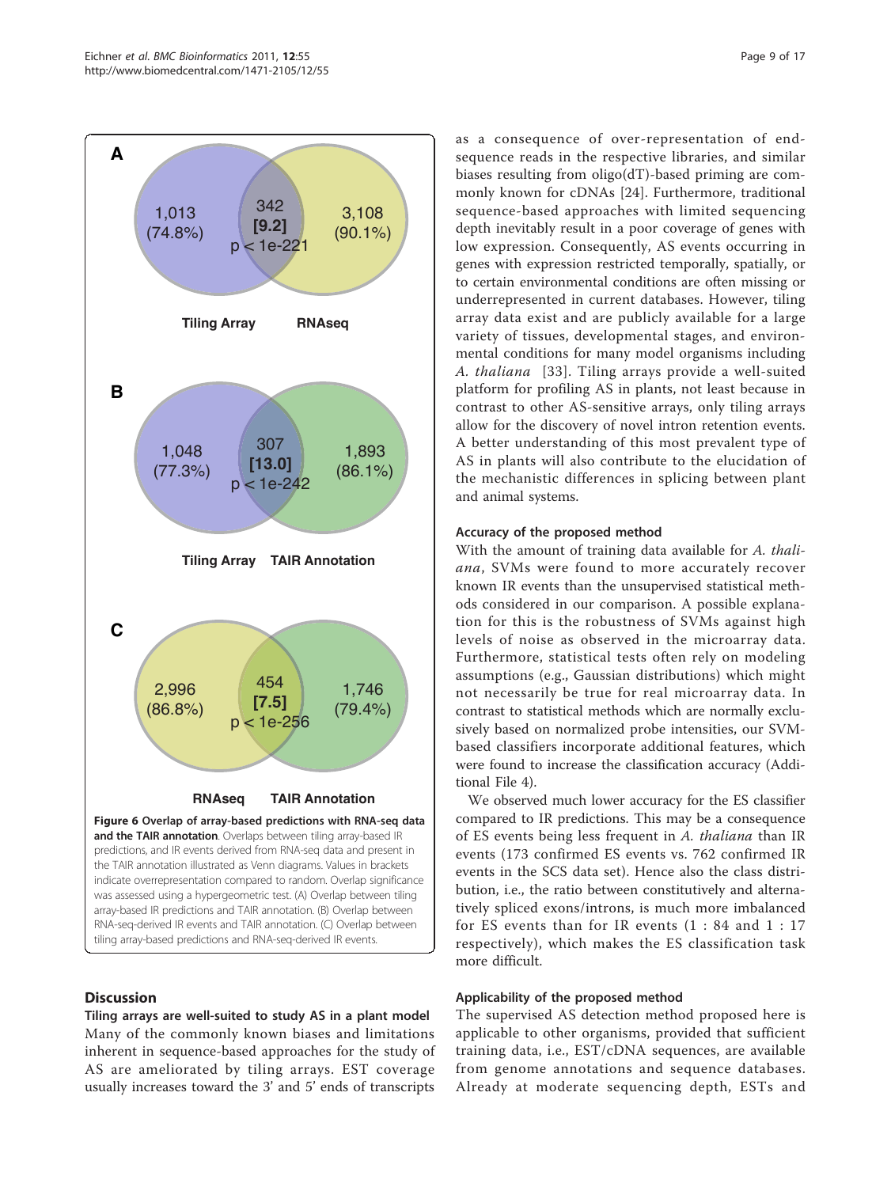**Figure 6 Overlap of array-based predictions with RNA-seq data and the TAIR annotation**. Overlaps between tiling array-based IR predictions, and IR events derived from RNA-seq data and present in the TAIR annotation illustrated as Venn diagrams. Values in brackets indicate overrepresentation compared to random. Overlap significance was assessed using a hypergeometric test. (A) Overlap between tiling array-based IR predictions and TAIR annotation. (B) Overlap between RNA-seq-derived IR events and TAIR annotation. (C) Overlap between tiling array-based predictions and RNA-seq-derived IR events.

## Discussion

### Tiling arrays are well-suited to study AS in a plant model

Many of the commonly known biases and limitations inherent in sequence-based approaches for the study of AS are ameliorated by tiling arrays. EST coverage usually increases toward the 3' and 5' ends of transcripts as a consequence of over-representation of end-sequence reads in the respective libraries, and similar biases resulting from oligo(dT)-based priming are commonly known for cDNAs [24]. Furthermore, traditional sequence-based approaches with limited sequencing depth inevitably result in a poor coverage of genes with low expression. Consequently, AS events occurring in genes with expression restricted temporally, spatially, or to certain environmental conditions are often missing or underrepresented in current databases. However, tiling array data exist and are publicly available for a large variety of tissues, developmental stages, and environmental conditions for many model organisms including *A. thaliana* [33]. Tiling arrays provide a well-suited platform for profiling AS in plants, not least because in contrast to other AS-sensitive arrays, only tiling arrays allow for the discovery of novel intron retention events. A better understanding of this most prevalent type of AS in plants will also contribute to the elucidation of the mechanistic differences in splicing between plant and animal systems.

### Accuracy of the proposed method

With the amount of training data available for *A. thaliana*, SVMs were found to more accurately recover known IR events than the unsupervised statistical methods considered in our comparison. A possible explanation for this is the robustness of SVMs against high levels of noise as observed in the microarray data. Furthermore, statistical tests often rely on modeling assumptions (e.g., Gaussian distributions) which might not necessarily be true for real microarray data. In contrast to statistical methods which are normally exclusively based on normalized probe intensities, our SVM-based classifiers incorporate additional features, which were found to increase the classification accuracy (Additional File 4).

We observed much lower accuracy for the ES classifier compared to IR predictions. This may be a consequence of ES events being less frequent in *A. thaliana* than IR events (173 confirmed ES events vs. 762 confirmed IR events in the SCS data set). Hence also the class distribution, i.e., the ratio between constitutively and alternatively spliced exons/introns, is much more imbalanced for ES events than for IR events (1 : 84 and 1 : 17 respectively), which makes the ES classification task more difficult.

### Applicability of the proposed method

The supervised AS detection method proposed here is applicable to other organisms, provided that sufficient training data, i.e., EST/cDNA sequences, are available from genome annotations and sequence databases. Already at moderate sequencing depth, ESTs and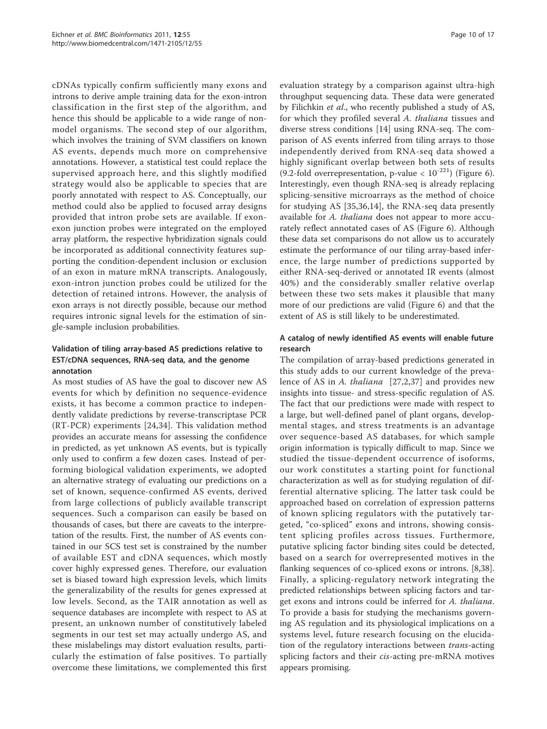cDNAs typically confirm sufficiently many exons and introns to derive ample training data for the exon-intron classification in the first step of the algorithm, and hence this should be applicable to a wide range of non-model organisms. The second step of our algorithm, which involves the training of SVM classifiers on known AS events, depends much more on comprehensive annotations. However, a statistical test could replace the supervised approach here, and this slightly modified strategy would also be applicable to species that are poorly annotated with respect to AS. Conceptually, our method could also be applied to focused array designs provided that intron probe sets are available. If exon-exon junction probes were integrated on the employed array platform, the respective hybridization signals could be incorporated as additional connectivity features supporting the condition-dependent inclusion or exclusion of an exon in mature mRNA transcripts. Analogously, exon-intron junction probes could be utilized for the detection of retained introns. However, the analysis of exon arrays is not directly possible, because our method requires intronic signal levels for the estimation of single-sample inclusion probabilities.

### Validation of tiling array-based AS predictions relative to EST/cDNA sequences, RNA-seq data, and the genome annotation

As most studies of AS have the goal to discover new AS events for which by definition no sequence-evidence exists, it has become a common practice to independently validate predictions by reverse-transcriptase PCR (RT-PCR) experiments [24,34]. This validation method provides an accurate means for assessing the confidence in predicted, as yet unknown AS events, but is typically only used to confirm a few dozen cases. Instead of performing biological validation experiments, we adopted an alternative strategy of evaluating our predictions on a set of known, sequence-confirmed AS events, derived from large collections of publicly available transcript sequences. Such a comparison can easily be based on thousands of cases, but there are caveats to the interpretation of the results. First, the number of AS events contained in our SCS test set is constrained by the number of available EST and cDNA sequences, which mostly cover highly expressed genes. Therefore, our evaluation set is biased toward high expression levels, which limits the generalizability of the results for genes expressed at low levels. Second, as the TAIR annotation as well as sequence databases are incomplete with respect to AS at present, an unknown number of constitutively labeled segments in our test set may actually undergo AS, and these mislabelings may distort evaluation results, particularly the estimation of false positives. To partially overcome these limitations, we complemented this first evaluation strategy by a comparison against ultra-high throughput sequencing data. These data were generated by Filichkin *et al.*, who recently published a study of AS, for which they profiled several *A. thaliana* tissues and diverse stress conditions [14] using RNA-seq. The comparison of AS events inferred from tiling arrays to those independently derived from RNA-seq data showed a highly significant overlap between both sets of results (9.2-fold overrepresentation, p-value $< 10^{-221}$) (Figure 6). Interestingly, even though RNA-seq is already replacing splicing-sensitive microarrays as the method of choice for studying AS [35,36,14], the RNA-seq data presently available for *A. thaliana* does not appear to more accurately reflect annotated cases of AS (Figure 6). Although these data set comparisons do not allow us to accurately estimate the performance of our tiling array-based inference, the large number of predictions supported by either RNA-seq-derived or annotated IR events (almost 40%) and the considerably smaller relative overlap between these two sets makes it plausible that many more of our predictions are valid (Figure 6) and that the extent of AS is still likely to be underestimated.

### A catalog of newly identified AS events will enable future research

The compilation of array-based predictions generated in this study adds to our current knowledge of the prevalence of AS in *A. thaliana* [27,2,37] and provides new insights into tissue- and stress-specific regulation of AS. The fact that our predictions were made with respect to a large, but well-defined panel of plant organs, developmental stages, and stress treatments is an advantage over sequence-based AS databases, for which sample origin information is typically difficult to map. Since we studied the tissue-dependent occurrence of isoforms, our work constitutes a starting point for functional characterization as well as for studying regulation of differential alternative splicing. The latter task could be approached based on correlation of expression patterns of known splicing regulators with the putatively targeted, "co-spliced" exons and introns, showing consistent splicing profiles across tissues. Furthermore, putative splicing factor binding sites could be detected, based on a search for overrepresented motives in the flanking sequences of co-spliced exons or introns. [8,38]. Finally, a splicing-regulatory network integrating the predicted relationships between splicing factors and target exons and introns could be inferred for *A. thaliana*. To provide a basis for studying the mechanisms governing AS regulation and its physiological implications on a systems level, future research focusing on the elucidation of the regulatory interactions between *trans*-acting splicing factors and their *cis*-acting pre-mRNA motives appears promising.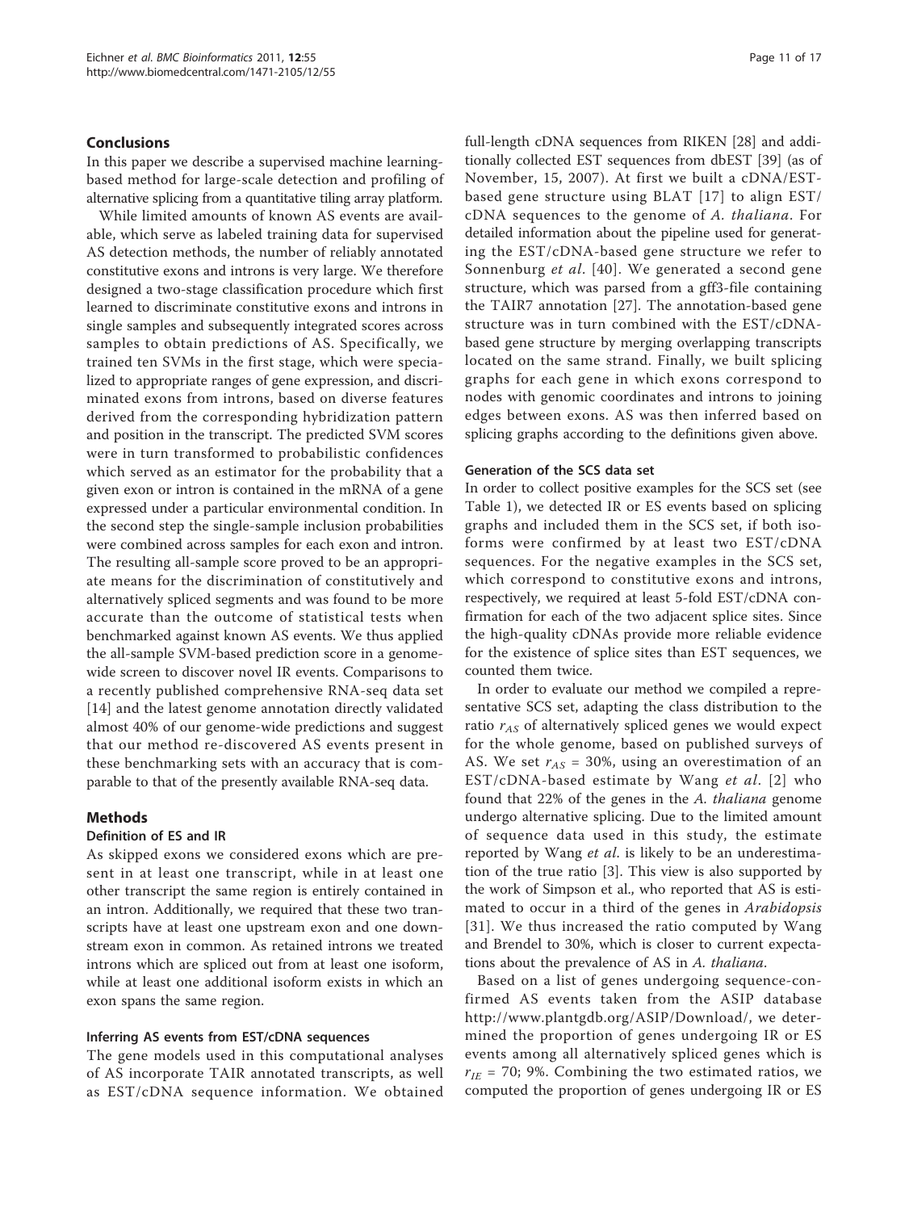## Conclusions

In this paper we describe a supervised machine learning-based method for large-scale detection and profiling of alternative splicing from a quantitative tiling array platform.

While limited amounts of known AS events are available, which serve as labeled training data for supervised AS detection methods, the number of reliably annotated constitutive exons and introns is very large. We therefore designed a two-stage classification procedure which first learned to discriminate constitutive exons and introns in single samples and subsequently integrated scores across samples to obtain predictions of AS. Specifically, we trained ten SVMs in the first stage, which were specialized to appropriate ranges of gene expression, and discriminated exons from introns, based on diverse features derived from the corresponding hybridization pattern and position in the transcript. The predicted SVM scores were in turn transformed to probabilistic confidences which served as an estimator for the probability that a given exon or intron is contained in the mRNA of a gene expressed under a particular environmental condition. In the second step the single-sample inclusion probabilities were combined across samples for each exon and intron. The resulting all-sample score proved to be an appropriate means for the discrimination of constitutively and alternatively spliced segments and was found to be more accurate than the outcome of statistical tests when benchmarked against known AS events. We thus applied the all-sample SVM-based prediction score in a genome-wide screen to discover novel IR events. Comparisons to a recently published comprehensive RNA-seq data set [14] and the latest genome annotation directly validated almost 40% of our genome-wide predictions and suggest that our method re-discovered AS events present in these benchmarking sets with an accuracy that is comparable to that of the presently available RNA-seq data.

## Methods

### Definition of ES and IR

As skipped exons we considered exons which are present in at least one transcript, while in at least one other transcript the same region is entirely contained in an intron. Additionally, we required that these two transcripts have at least one upstream exon and one downstream exon in common. As retained introns we treated introns which are spliced out from at least one isoform, while at least one additional isoform exists in which an exon spans the same region.

### Inferring AS events from EST/cDNA sequences

The gene models used in this computational analyses of AS incorporate TAIR annotated transcripts, as well as EST/cDNA sequence information. We obtained full-length cDNA sequences from RIKEN [28] and additionally collected EST sequences from dbEST [39] (as of November, 15, 2007). At first we built a cDNA/EST-based gene structure using BLAT [17] to align EST/cDNA sequences to the genome of *A. thaliana*. For detailed information about the pipeline used for generating the EST/cDNA-based gene structure we refer to Sonnenburg *et al*. [40]. We generated a second gene structure, which was parsed from a gff3-file containing the TAIR7 annotation [27]. The annotation-based gene structure was in turn combined with the EST/cDNA-based gene structure by merging overlapping transcripts located on the same strand. Finally, we built splicing graphs for each gene in which exons correspond to nodes with genomic coordinates and introns to joining edges between exons. AS was then inferred based on splicing graphs according to the definitions given above.

### Generation of the SCS data set

In order to collect positive examples for the SCS set (see Table 1), we detected IR or ES events based on splicing graphs and included them in the SCS set, if both isoforms were confirmed by at least two EST/cDNA sequences. For the negative examples in the SCS set, which correspond to constitutive exons and introns, respectively, we required at least 5-fold EST/cDNA confirmation for each of the two adjacent splice sites. Since the high-quality cDNAs provide more reliable evidence for the existence of splice sites than EST sequences, we counted them twice.

In order to evaluate our method we compiled a representative SCS set, adapting the class distribution to the ratio $r_{AS}$ of alternatively spliced genes we would expect for the whole genome, based on published surveys of AS. We set $r_{AS}$ = 30%, using an overestimation of an EST/cDNA-based estimate by Wang *et al*. [2] who found that 22% of the genes in the *A. thaliana* genome undergo alternative splicing. Due to the limited amount of sequence data used in this study, the estimate reported by Wang *et al*. is likely to be an underestimation of the true ratio [3]. This view is also supported by the work of Simpson et al., who reported that AS is estimated to occur in a third of the genes in *Arabidopsis* [31]. We thus increased the ratio computed by Wang and Brendel to 30%, which is closer to current expectations about the prevalence of AS in *A. thaliana*.

Based on a list of genes undergoing sequence-confirmed AS events taken from the ASIP database http://www.plantgdb.org/ASIP/Download/, we determined the proportion of genes undergoing IR or ES events among all alternatively spliced genes which is $r_{IE}$ = 70; 9%. Combining the two estimated ratios, we computed the proportion of genes undergoing IR or ES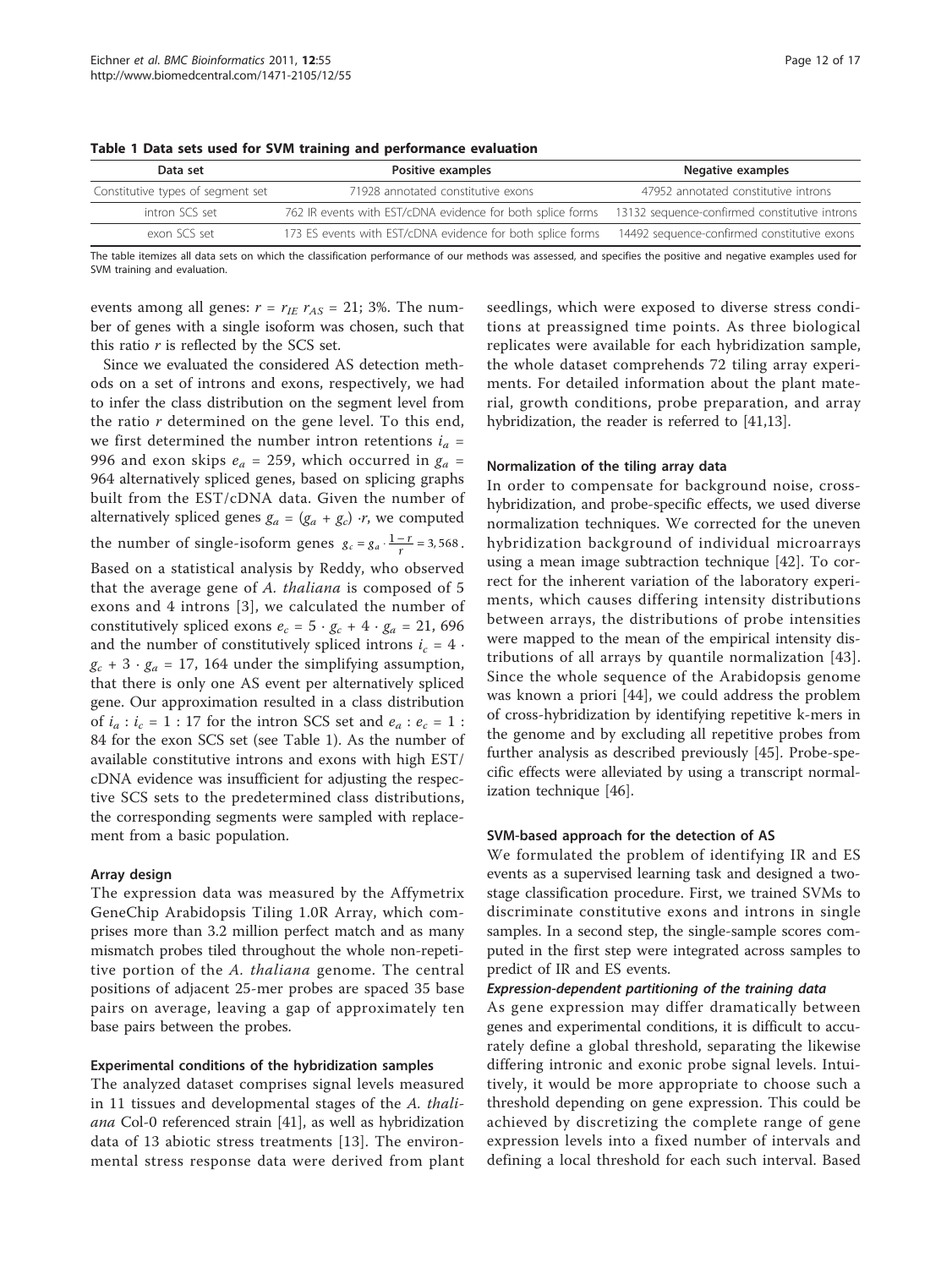**Table 1 Data sets used for SVM training and performance evaluation**

| Data set | Positive examples | Negative examples |
|---|---|---|
| Constitutive types of segment set | 71928 annotated constitutive exons | 47952 annotated constitutive introns |
| intron SCS set | 762 IR events with EST/cDNA evidence for both splice forms | 13132 sequence-confirmed constitutive introns |
| exon SCS set | 173 ES events with EST/cDNA evidence for both splice forms | 14492 sequence-confirmed constitutive exons |

The table itemizes all data sets on which the classification performance of our methods was assessed, and specifies the positive and negative examples used for SVM training and evaluation.

events among all genes: $r = r_{IE}\ r_{AS} = 21;\ 3\%$. The number of genes with a single isoform was chosen, such that this ratio $r$ is reflected by the SCS set.

Since we evaluated the considered AS detection methods on a set of introns and exons, respectively, we had to infer the class distribution on the segment level from the ratio $r$ determined on the gene level. To this end, we first determined the number intron retentions $i_a$ = 996 and exon skips $e_a$ = 259, which occurred in $g_a$ = 964 alternatively spliced genes, based on splicing graphs built from the EST/cDNA data. Given the number of alternatively spliced genes $g_a = (g_a + g_c) \cdot r$, we computed the number of single-isoform genes $g_c = g_a \cdot \frac{1-r}{r} = 3,568$. Based on a statistical analysis by Reddy, who observed that the average gene of *A. thaliana* is composed of 5 exons and 4 introns [3], we calculated the number of constitutively spliced exons $e_c = 5 \cdot g_c + 4 \cdot g_a = 21,696$ and the number of constitutively spliced introns $i_c = 4 \cdot g_c + 3 \cdot g_a = 17,164$ under the simplifying assumption, that there is only one AS event per alternatively spliced gene. Our approximation resulted in a class distribution of $i_a : i_c = 1 : 17$ for the intron SCS set and $e_a : e_c = 1 : 84$ for the exon SCS set (see Table 1). As the number of available constitutive introns and exons with high EST/cDNA evidence was insufficient for adjusting the respective SCS sets to the predetermined class distributions, the corresponding segments were sampled with replacement from a basic population.

#### Array design

The expression data was measured by the Affymetrix GeneChip Arabidopsis Tiling 1.0R Array, which comprises more than 3.2 million perfect match and as many mismatch probes tiled throughout the whole non-repetitive portion of the *A. thaliana* genome. The central positions of adjacent 25-mer probes are spaced 35 base pairs on average, leaving a gap of approximately ten base pairs between the probes.

#### Experimental conditions of the hybridization samples

The analyzed dataset comprises signal levels measured in 11 tissues and developmental stages of the *A. thaliana* Col-0 referenced strain [41], as well as hybridization data of 13 abiotic stress treatments [13]. The environmental stress response data were derived from plant seedlings, which were exposed to diverse stress conditions at preassigned time points. As three biological replicates were available for each hybridization sample, the whole dataset comprehends 72 tiling array experiments. For detailed information about the plant material, growth conditions, probe preparation, and array hybridization, the reader is referred to [41,13].

#### Normalization of the tiling array data

In order to compensate for background noise, cross-hybridization, and probe-specific effects, we used diverse normalization techniques. We corrected for the uneven hybridization background of individual microarrays using a mean image subtraction technique [42]. To correct for the inherent variation of the laboratory experiments, which causes differing intensity distributions between arrays, the distributions of probe intensities were mapped to the mean of the empirical intensity distributions of all arrays by quantile normalization [43]. Since the whole sequence of the Arabidopsis genome was known a priori [44], we could address the problem of cross-hybridization by identifying repetitive k-mers in the genome and by excluding all repetitive probes from further analysis as described previously [45]. Probe-specific effects were alleviated by using a transcript normalization technique [46].

#### SVM-based approach for the detection of AS

We formulated the problem of identifying IR and ES events as a supervised learning task and designed a two-stage classification procedure. First, we trained SVMs to discriminate constitutive exons and introns in single samples. In a second step, the single-sample scores computed in the first step were integrated across samples to predict of IR and ES events.

##### *Expression-dependent partitioning of the training data*

As gene expression may differ dramatically between genes and experimental conditions, it is difficult to accurately define a global threshold, separating the likewise differing intronic and exonic probe signal levels. Intuitively, it would be more appropriate to choose such a threshold depending on gene expression. This could be achieved by discretizing the complete range of gene expression levels into a fixed number of intervals and defining a local threshold for each such interval. Based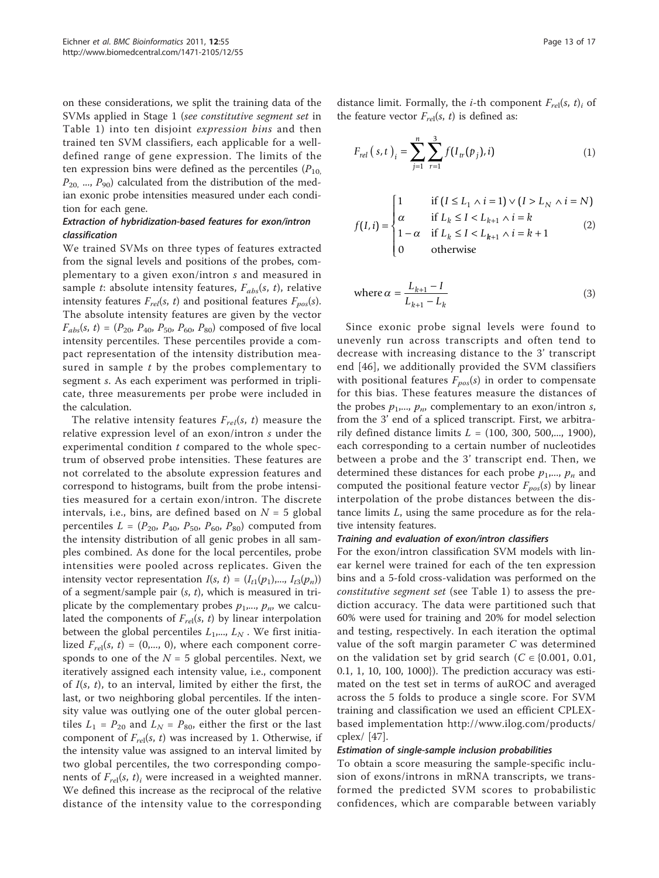on these considerations, we split the training data of the SVMs applied in Stage 1 (*see constitutive segment set* in Table 1) into ten disjoint *expression bins* and then trained ten SVM classifiers, each applicable for a well-defined range of gene expression. The limits of the ten expression bins were defined as the percentiles ($P_{10}$, $P_{20}$, ..., $P_{90}$) calculated from the distribution of the median exonic probe intensities measured under each condition for each gene.

#### Extraction of hybridization-based features for exon/intron classification

We trained SVMs on three types of features extracted from the signal levels and positions of the probes, complementary to a given exon/intron $s$ and measured in sample $t$: absolute intensity features, $F_{abs}(s, t)$, relative intensity features $F_{rel}(s, t)$ and positional features $F_{pos}(s)$. The absolute intensity features are given by the vector $F_{abs}(s, t) = (P_{20}, P_{40}, P_{50}, P_{60}, P_{80})$ composed of five local intensity percentiles. These percentiles provide a compact representation of the intensity distribution measured in sample $t$ by the probes complementary to segment $s$. As each experiment was performed in triplicate, three measurements per probe were included in the calculation.

The relative intensity features $F_{rel}(s, t)$ measure the relative expression level of an exon/intron $s$ under the experimental condition $t$ compared to the whole spectrum of observed probe intensities. These features are not correlated to the absolute expression features and correspond to histograms, built from the probe intensities measured for a certain exon/intron. The discrete intervals, i.e., bins, are defined based on $N = 5$ global percentiles $L = (P_{20}, P_{40}, P_{50}, P_{60}, P_{80})$ computed from the intensity distribution of all genic probes in all samples combined. As done for the local percentiles, probe intensities were pooled across replicates. Given the intensity vector representation $I(s, t) = (I_{t1}(p_1),..., I_{t3}(p_n))$ of a segment/sample pair $(s, t)$, which is measured in triplicate by the complementary probes $p_1,..., p_n$, we calculated the components of $F_{rel}(s, t)$ by linear interpolation between the global percentiles $L_1,..., L_N$. We first initialized $F_{rel}(s, t) = (0,..., 0)$, where each component corresponds to one of the $N = 5$ global percentiles. Next, we iteratively assigned each intensity value, i.e., component of $I(s, t)$, to an interval, limited by either the first, the last, or two neighboring global percentiles. If the intensity value was outlying one of the outer global percentiles $L_1 = P_{20}$ and $L_N = P_{80}$, either the first or the last component of $F_{rel}(s, t)$ was increased by 1. Otherwise, if the intensity value was assigned to an interval limited by two global percentiles, the two corresponding components of $F_{rel}(s, t)_i$ were increased in a weighted manner. We defined this increase as the reciprocal of the relative distance of the intensity value to the corresponding distance limit. Formally, the $i$-th component $F_{rel}(s, t)_i$ of the feature vector $F_{rel}(s, t)$ is defined as:

$$F_{rel}(s,t)_i = \sum_{j=1}^{n} \sum_{r=1}^{3} f(I_{tr}(p_j), i) \tag{1}$$

$$f(I,i) = \begin{cases} 1 & \text{if } (I \le L_1 \wedge i = 1) \vee (I > L_N \wedge i = N) \\ \alpha & \text{if } L_k \le I < L_{k+1} \wedge i = k \\ 1-\alpha & \text{if } L_k \le I < L_{k+1} \wedge i = k+1 \\ 0 & \text{otherwise} \end{cases} \tag{2}$$

$$\text{where } \alpha = \frac{L_{k+1} - I}{L_{k+1} - L_k} \tag{3}$$

Since exonic probe signal levels were found to unevenly run across transcripts and often tend to decrease with increasing distance to the 3' transcript end [46], we additionally provided the SVM classifiers with positional features $F_{pos}(s)$ in order to compensate for this bias. These features measure the distances of the probes $p_1,..., p_n$, complementary to an exon/intron $s$, from the 3' end of a spliced transcript. First, we arbitrarily defined distance limits $L = (100, 300, 500,..., 1900)$, each corresponding to a certain number of nucleotides between a probe and the 3' transcript end. Then, we determined these distances for each probe $p_1,..., p_n$ and computed the positional feature vector $F_{pos}(s)$ by linear interpolation of the probe distances between the distance limits $L$, using the same procedure as for the relative intensity features.

#### Training and evaluation of exon/intron classifiers

For the exon/intron classification SVM models with linear kernel were trained for each of the ten expression bins and a 5-fold cross-validation was performed on the *constitutive segment set* (see Table 1) to assess the prediction accuracy. The data were partitioned such that 60% were used for training and 20% for model selection and testing, respectively. In each iteration the optimal value of the soft margin parameter $C$ was determined on the validation set by grid search ($C \in \{0.001, 0.01, 0.1, 1, 10, 100, 1000\}$). The prediction accuracy was estimated on the test set in terms of auROC and averaged across the 5 folds to produce a single score. For SVM training and classification we used an efficient CPLEX-based implementation http://www.ilog.com/products/cplex/ [47].

#### Estimation of single-sample inclusion probabilities

To obtain a score measuring the sample-specific inclusion of exons/introns in mRNA transcripts, we transformed the predicted SVM scores to probabilistic confidences, which are comparable between variably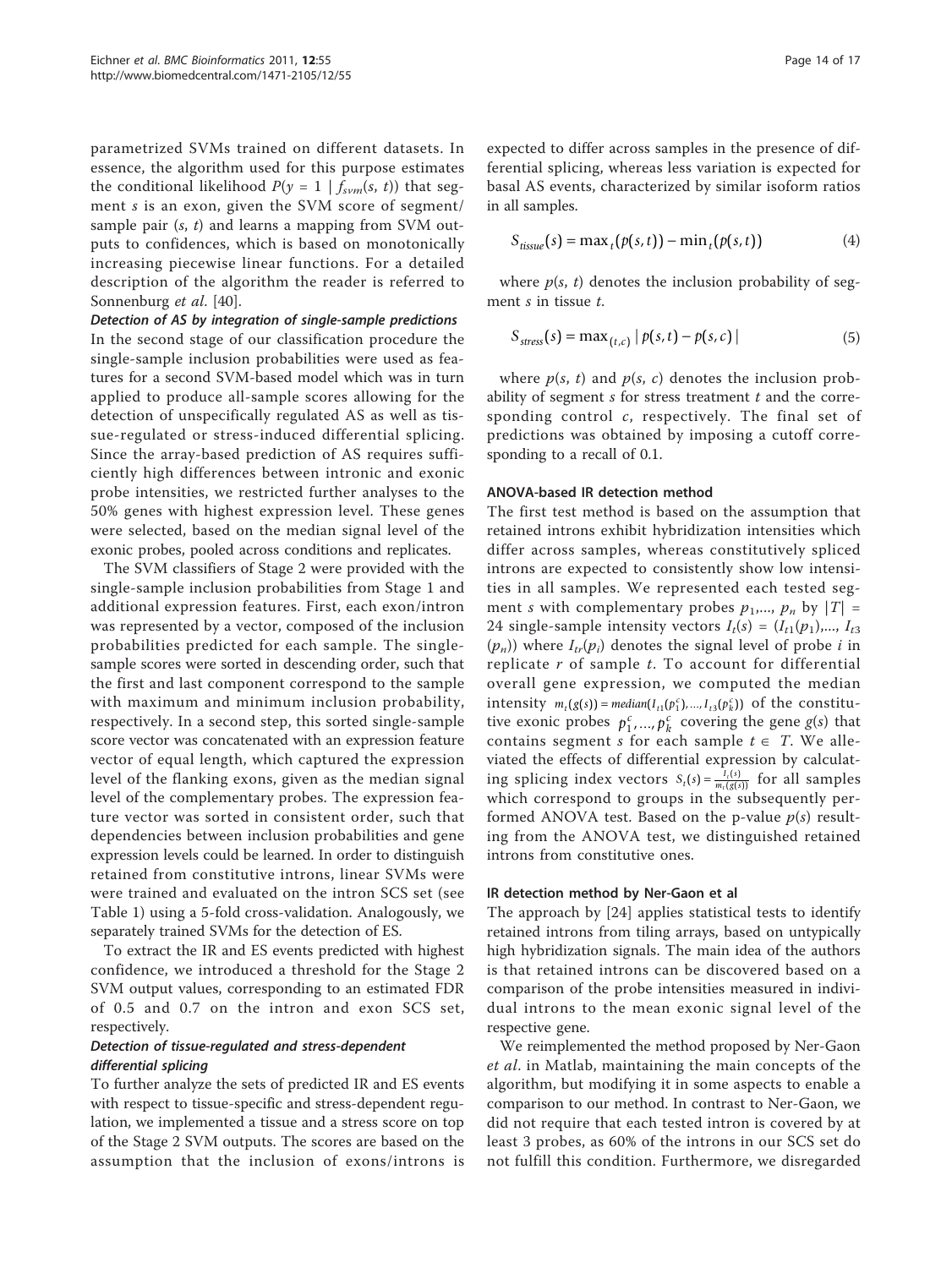parametrized SVMs trained on different datasets. In essence, the algorithm used for this purpose estimates the conditional likelihood $P(y = 1 \mid f_{svm}(s, t))$ that segment $s$ is an exon, given the SVM score of segment/sample pair $(s, t)$ and learns a mapping from SVM outputs to confidences, which is based on monotonically increasing piecewise linear functions. For a detailed description of the algorithm the reader is referred to Sonnenburg *et al*. [40].

#### *Detection of AS by integration of single-sample predictions*

In the second stage of our classification procedure the single-sample inclusion probabilities were used as features for a second SVM-based model which was in turn applied to produce all-sample scores allowing for the detection of unspecifically regulated AS as well as tissue-regulated or stress-induced differential splicing. Since the array-based prediction of AS requires sufficiently high differences between intronic and exonic probe intensities, we restricted further analyses to the 50% genes with highest expression level. These genes were selected, based on the median signal level of the exonic probes, pooled across conditions and replicates.

The SVM classifiers of Stage 2 were provided with the single-sample inclusion probabilities from Stage 1 and additional expression features. First, each exon/intron was represented by a vector, composed of the inclusion probabilities predicted for each sample. The single-sample scores were sorted in descending order, such that the first and last component correspond to the sample with maximum and minimum inclusion probability, respectively. In a second step, this sorted single-sample score vector was concatenated with an expression feature vector of equal length, which captured the expression level of the flanking exons, given as the median signal level of the complementary probes. The expression feature vector was sorted in consistent order, such that dependencies between inclusion probabilities and gene expression levels could be learned. In order to distinguish retained from constitutive introns, linear SVMs were were trained and evaluated on the intron SCS set (see Table 1) using a 5-fold cross-validation. Analogously, we separately trained SVMs for the detection of ES.

To extract the IR and ES events predicted with highest confidence, we introduced a threshold for the Stage 2 SVM output values, corresponding to an estimated FDR of 0.5 and 0.7 on the intron and exon SCS set, respectively.

#### *Detection of tissue-regulated and stress-dependent differential splicing*

To further analyze the sets of predicted IR and ES events with respect to tissue-specific and stress-dependent regulation, we implemented a tissue and a stress score on top of the Stage 2 SVM outputs. The scores are based on the assumption that the inclusion of exons/introns is expected to differ across samples in the presence of differential splicing, whereas less variation is expected for basal AS events, characterized by similar isoform ratios in all samples.

$$S_{tissue}(s) = \max_t(p(s,t)) - \min_t(p(s,t)) \tag{4}$$

where $p(s, t)$ denotes the inclusion probability of segment $s$ in tissue $t$.

$$S_{stress}(s) = \max_{(t,c)} \mid p(s,t) - p(s,c) \mid \tag{5}$$

where $p(s, t)$ and $p(s, c)$ denotes the inclusion probability of segment $s$ for stress treatment $t$ and the corresponding control $c$, respectively. The final set of predictions was obtained by imposing a cutoff corresponding to a recall of 0.1.

### ANOVA-based IR detection method

The first test method is based on the assumption that retained introns exhibit hybridization intensities which differ across samples, whereas constitutively spliced introns are expected to consistently show low intensities in all samples. We represented each tested segment $s$ with complementary probes $p_1,\ldots, p_n$ by $|T| = 24$ single-sample intensity vectors $I_t(s) = (I_{t1}(p_1),\ldots, I_{t3}(p_n))$ where $I_{tr}(p_i)$ denotes the signal level of probe $i$ in replicate $r$ of sample $t$. To account for differential overall gene expression, we computed the median intensity $m_t(g(s)) = median(I_{t1}(p_1^c),\ldots,I_{t3}(p_k^c))$ of the constitutive exonic probes $p_1^c,\ldots,p_k^c$ covering the gene $g(s)$ that contains segment $s$ for each sample $t \in T$. We alleviated the effects of differential expression by calculating splicing index vectors $S_t(s) = \frac{I_t(s)}{m_t(g(s))}$ for all samples which correspond to groups in the subsequently performed ANOVA test. Based on the p-value $p(s)$ resulting from the ANOVA test, we distinguished retained introns from constitutive ones.

### IR detection method by Ner-Gaon et al

The approach by [24] applies statistical tests to identify retained introns from tiling arrays, based on untypically high hybridization signals. The main idea of the authors is that retained introns can be discovered based on a comparison of the probe intensities measured in individual introns to the mean exonic signal level of the respective gene.

We reimplemented the method proposed by Ner-Gaon *et al*. in Matlab, maintaining the main concepts of the algorithm, but modifying it in some aspects to enable a comparison to our method. In contrast to Ner-Gaon, we did not require that each tested intron is covered by at least 3 probes, as 60% of the introns in our SCS set do not fulfill this condition. Furthermore, we disregarded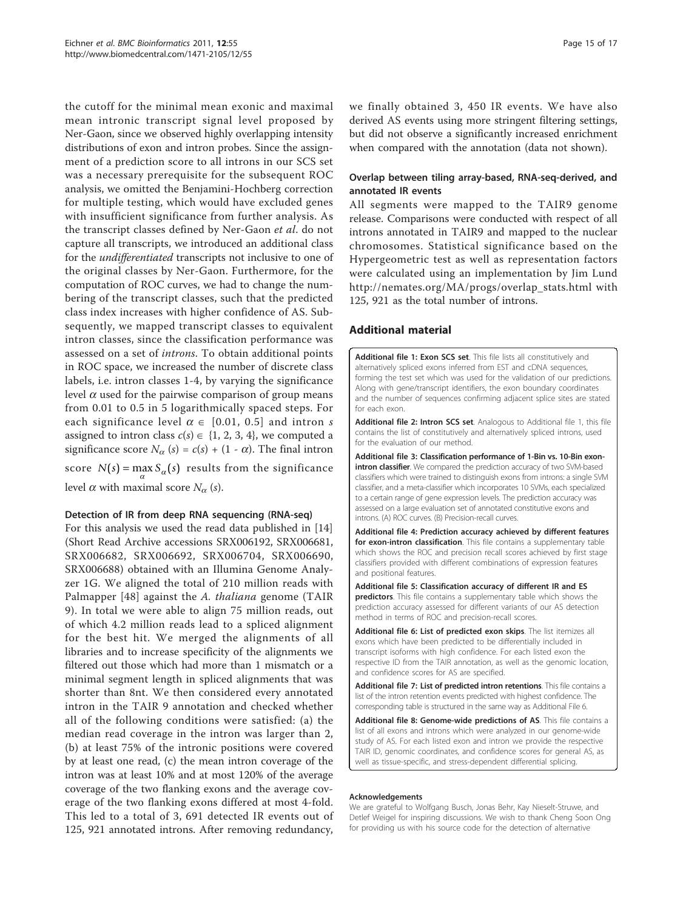the cutoff for the minimal mean exonic and maximal mean intronic transcript signal level proposed by Ner-Gaon, since we observed highly overlapping intensity distributions of exon and intron probes. Since the assignment of a prediction score to all introns in our SCS set was a necessary prerequisite for the subsequent ROC analysis, we omitted the Benjamini-Hochberg correction for multiple testing, which would have excluded genes with insufficient significance from further analysis. As the transcript classes defined by Ner-Gaon *et al*. do not capture all transcripts, we introduced an additional class for the *undifferentiated* transcripts not inclusive to one of the original classes by Ner-Gaon. Furthermore, for the computation of ROC curves, we had to change the numbering of the transcript classes, such that the predicted class index increases with higher confidence of AS. Subsequently, we mapped transcript classes to equivalent intron classes, since the classification performance was assessed on a set of *introns*. To obtain additional points in ROC space, we increased the number of discrete class labels, i.e. intron classes 1-4, by varying the significance level $\alpha$ used for the pairwise comparison of group means from 0.01 to 0.5 in 5 logarithmically spaced steps. For each significance level $\alpha \in [0.01, 0.5]$ and intron $s$ assigned to intron class $c(s) \in \{1, 2, 3, 4\}$, we computed a significance score $N_{\alpha}(s) = c(s) + (1 - \alpha)$. The final intron score $N(s) = \max_{\alpha} S_{\alpha}(s)$ results from the significance level $\alpha$ with maximal score $N_{\alpha}(s)$.

### Detection of IR from deep RNA sequencing (RNA-seq)

For this analysis we used the read data published in [14] (Short Read Archive accessions SRX006192, SRX006681, SRX006682, SRX006692, SRX006704, SRX006690, SRX006688) obtained with an Illumina Genome Analyzer 1G. We aligned the total of 210 million reads with Palmapper [48] against the *A. thaliana* genome (TAIR 9). In total we were able to align 75 million reads, out of which 4.2 million reads lead to a spliced alignment for the best hit. We merged the alignments of all libraries and to increase specificity of the alignments we filtered out those which had more than 1 mismatch or a minimal segment length in spliced alignments that was shorter than 8nt. We then considered every annotated intron in the TAIR 9 annotation and checked whether all of the following conditions were satisfied: (a) the median read coverage in the intron was larger than 2, (b) at least 75% of the intronic positions were covered by at least one read, (c) the mean intron coverage of the intron was at least 10% and at most 120% of the average coverage of the two flanking exons and the average coverage of the two flanking exons differed at most 4-fold. This led to a total of 3, 691 detected IR events out of 125, 921 annotated introns. After removing redundancy, we finally obtained 3, 450 IR events. We have also derived AS events using more stringent filtering settings, but did not observe a significantly increased enrichment when compared with the annotation (data not shown).

### Overlap between tiling array-based, RNA-seq-derived, and annotated IR events

All segments were mapped to the TAIR9 genome release. Comparisons were conducted with respect of all introns annotated in TAIR9 and mapped to the nuclear chromosomes. Statistical significance based on the Hypergeometric test as well as representation factors were calculated using an implementation by Jim Lund http://nemates.org/MA/progs/overlap_stats.html with 125, 921 as the total number of introns.

## Additional material

**Additional file 1: Exon SCS set**. This file lists all constitutively and alternatively spliced exons inferred from EST and cDNA sequences, forming the test set which was used for the validation of our predictions. Along with gene/transcript identifiers, the exon boundary coordinates and the number of sequences confirming adjacent splice sites are stated for each exon.

**Additional file 2: Intron SCS set**. Analogous to Additional file 1, this file contains the list of constitutively and alternatively spliced introns, used for the evaluation of our method.

**Additional file 3: Classification performance of 1-Bin vs. 10-Bin exon-intron classifier**. We compared the prediction accuracy of two SVM-based classifiers which were trained to distinguish exons from introns: a single SVM classifier, and a meta-classifier which incorporates 10 SVMs, each specialized to a certain range of gene expression levels. The prediction accuracy was assessed on a large evaluation set of annotated constitutive exons and introns. (A) ROC curves. (B) Precision-recall curves.

**Additional file 4: Prediction accuracy achieved by different features for exon-intron classification**. This file contains a supplementary table which shows the ROC and precision recall scores achieved by first stage classifiers provided with different combinations of expression features and positional features.

**Additional file 5: Classification accuracy of different IR and ES predictors**. This file contains a supplementary table which shows the prediction accuracy assessed for different variants of our AS detection method in terms of ROC and precision-recall scores.

**Additional file 6: List of predicted exon skips**. The list itemizes all exons which have been predicted to be differentially included in transcript isoforms with high confidence. For each listed exon the respective ID from the TAIR annotation, as well as the genomic location, and confidence scores for AS are specified.

**Additional file 7: List of predicted intron retentions**. This file contains a list of the intron retention events predicted with highest confidence. The corresponding table is structured in the same way as Additional File 6.

**Additional file 8: Genome-wide predictions of AS**. This file contains a list of all exons and introns which were analyzed in our genome-wide study of AS. For each listed exon and intron we provide the respective TAIR ID, genomic coordinates, and confidence scores for general AS, as well as tissue-specific, and stress-dependent differential splicing.

#### Acknowledgements

We are grateful to Wolfgang Busch, Jonas Behr, Kay Nieselt-Struwe, and Detlef Weigel for inspiring discussions. We wish to thank Cheng Soon Ong for providing us with his source code for the detection of alternative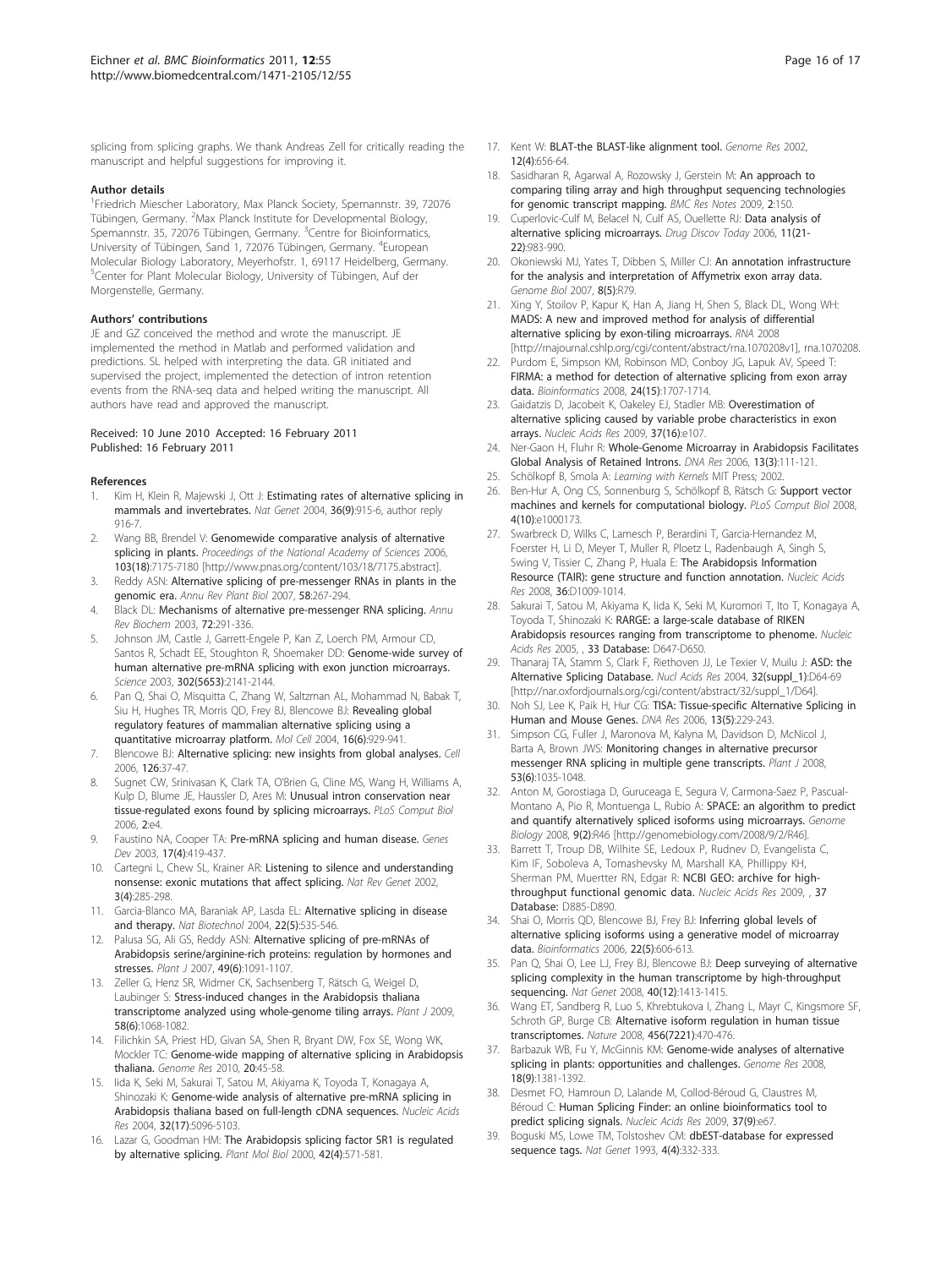splicing from splicing graphs. We thank Andreas Zell for critically reading the manuscript and helpful suggestions for improving it.

#### Author details

[1]Friedrich Miescher Laboratory, Max Planck Society, Spemannstr. 39, 72076 Tübingen, Germany. [2]Max Planck Institute for Developmental Biology, Spemannstr. 35, 72076 Tübingen, Germany. [3]Centre for Bioinformatics, University of Tübingen, Sand 1, 72076 Tübingen, Germany. [4]European Molecular Biology Laboratory, Meyerhofstr. 1, 69117 Heidelberg, Germany. [5]Center for Plant Molecular Biology, University of Tübingen, Auf der Morgenstelle, Germany.

#### Authors' contributions

JE and GZ conceived the method and wrote the manuscript. JE implemented the method in Matlab and performed validation and predictions. SL helped with interpreting the data. GR initiated and supervised the project, implemented the detection of intron retention events from the RNA-seq data and helped writing the manuscript. All authors have read and approved the manuscript.

Received: 10 June 2010 Accepted: 16 February 2011
Published: 16 February 2011

#### References

1. Kim H, Klein R, Majewski J, Ott J: **Estimating rates of alternative splicing in mammals and invertebrates.** *Nat Genet* 2004, **36(9)**:915-6, author reply 916-7.
2. Wang BB, Brendel V: **Genomewide comparative analysis of alternative splicing in plants.** *Proceedings of the National Academy of Sciences* 2006, **103(18)**:7175-7180 [http://www.pnas.org/content/103/18/7175.abstract].
3. Reddy ASN: **Alternative splicing of pre-messenger RNAs in plants in the genomic era.** *Annu Rev Plant Biol* 2007, **58**:267-294.
4. Black DL: **Mechanisms of alternative pre-messenger RNA splicing.** *Annu Rev Biochem* 2003, **72**:291-336.
5. Johnson JM, Castle J, Garrett-Engele P, Kan Z, Loerch PM, Armour CD, Santos R, Schadt EE, Stoughton R, Shoemaker DD: **Genome-wide survey of human alternative pre-mRNA splicing with exon junction microarrays.** *Science* 2003, **302(5653)**:2141-2144.
6. Pan Q, Shai O, Misquitta C, Zhang W, Saltzman AL, Mohammad N, Babak T, Siu H, Hughes TR, Morris QD, Frey BJ, Blencowe BJ: **Revealing global regulatory features of mammalian alternative splicing using a quantitative microarray platform.** *Mol Cell* 2004, **16(6)**:929-941.
7. Blencowe BJ: **Alternative splicing: new insights from global analyses.** *Cell* 2006, **126**:37-47.
8. Sugnet CW, Srinivasan K, Clark TA, O'Brien G, Cline MS, Wang H, Williams A, Kulp D, Blume JE, Haussler D, Ares M: **Unusual intron conservation near tissue-regulated exons found by splicing microarrays.** *PLoS Comput Biol* 2006, **2**:e4.
9. Faustino NA, Cooper TA: **Pre-mRNA splicing and human disease.** *Genes Dev* 2003, **17(4)**:419-437.
10. Cartegni L, Chew SL, Krainer AR: **Listening to silence and understanding nonsense: exonic mutations that affect splicing.** *Nat Rev Genet* 2002, **3(4)**:285-298.
11. Garcia-Blanco MA, Baraniak AP, Lasda EL: **Alternative splicing in disease and therapy.** *Nat Biotechnol* 2004, **22(5)**:535-546.
12. Palusa SG, Ali GS, Reddy ASN: **Alternative splicing of pre-mRNAs of Arabidopsis serine/arginine-rich proteins: regulation by hormones and stresses.** *Plant J* 2007, **49(6)**:1091-1107.
13. Zeller G, Henz SR, Widmer CK, Sachsenberg T, Rätsch G, Weigel D, Laubinger S: **Stress-induced changes in the Arabidopsis thaliana transcriptome analyzed using whole-genome tiling arrays.** *Plant J* 2009, **58(6)**:1068-1082.
14. Filichkin SA, Priest HD, Givan SA, Shen R, Bryant DW, Fox SE, Wong WK, Mockler TC: **Genome-wide mapping of alternative splicing in Arabidopsis thaliana.** *Genome Res* 2010, **20**:45-58.
15. Iida K, Seki M, Sakurai T, Satou M, Akiyama K, Toyoda T, Konagaya A, Shinozaki K: **Genome-wide analysis of alternative pre-mRNA splicing in Arabidopsis thaliana based on full-length cDNA sequences.** *Nucleic Acids Res* 2004, **32(17)**:5096-5103.
16. Lazar G, Goodman HM: **The Arabidopsis splicing factor SR1 is regulated by alternative splicing.** *Plant Mol Biol* 2000, **42(4)**:571-581.
17. Kent W: **BLAT-the BLAST-like alignment tool.** *Genome Res* 2002, **12(4)**:656-64.
18. Sasidharan R, Agarwal A, Rozowsky J, Gerstein M: **An approach to comparing tiling array and high throughput sequencing technologies for genomic transcript mapping.** *BMC Res Notes* 2009, **2**:150.
19. Cuperlovic-Culf M, Belacel N, Culf AS, Ouellette RJ: **Data analysis of alternative splicing microarrays.** *Drug Discov Today* 2006, **11(21-22)**:983-990.
20. Okoniewski MJ, Yates T, Dibben S, Miller CJ: **An annotation infrastructure for the analysis and interpretation of Affymetrix exon array data.** *Genome Biol* 2007, **8(5)**:R79.
21. Xing Y, Stoilov P, Kapur K, Han A, Jiang H, Shen S, Black DL, Wong WH: **MADS: A new and improved method for analysis of differential alternative splicing by exon-tiling microarrays.** *RNA* 2008 [http://rnajournal.cshlp.org/cgi/content/abstract/rna.1070208v1], rna.1070208.
22. Purdom E, Simpson KM, Robinson MD, Conboy JG, Lapuk AV, Speed T: **FIRMA: a method for detection of alternative splicing from exon array data.** *Bioinformatics* 2008, **24(15)**:1707-1714.
23. Gaidatzis D, Jacobeit K, Oakeley EJ, Stadler MB: **Overestimation of alternative splicing caused by variable probe characteristics in exon arrays.** *Nucleic Acids Res* 2009, **37(16)**:e107.
24. Ner-Gaon H, Fluhr R: **Whole-Genome Microarray in Arabidopsis Facilitates Global Analysis of Retained Introns.** *DNA Res* 2006, **13(3)**:111-121.
25. Schölkopf B, Smola A: *Learning with Kernels* MIT Press; 2002.
26. Ben-Hur A, Ong CS, Sonnenburg S, Schölkopf B, Rätsch G: **Support vector machines and kernels for computational biology.** *PLoS Comput Biol* 2008, **4(10)**:e1000173.
27. Swarbreck D, Wilks C, Lamesch P, Berardini T, Garcia-Hernandez M, Foerster H, Li D, Meyer T, Muller R, Ploetz L, Radenbaugh A, Singh S, Swing V, Tissier C, Zhang P, Huala E: **The Arabidopsis Information Resource (TAIR): gene structure and function annotation.** *Nucleic Acids Res* 2008, **36**:D1009-1014.
28. Sakurai T, Satou M, Akiyama K, Iida K, Seki M, Kuromori T, Ito T, Konagaya A, Toyoda T, Shinozaki K: **RARGE: a large-scale database of RIKEN Arabidopsis resources ranging from transcriptome to phenome.** *Nucleic Acids Res* 2005, , **33 Database**: D647-D650.
29. Thanaraj TA, Stamm S, Clark F, Riethoven JJ, Le Texier V, Muilu J: **ASD: the Alternative Splicing Database.** *Nucl Acids Res* 2004, **32(suppl_1)**:D64-69 [http://nar.oxfordjournals.org/cgi/content/abstract/32/suppl_1/D64].
30. Noh SJ, Lee K, Paik H, Hur CG: **TISA: Tissue-specific Alternative Splicing in Human and Mouse Genes.** *DNA Res* 2006, **13(5)**:229-243.
31. Simpson CG, Fuller J, Maronova M, Kalyna M, Davidson D, McNicol J, Barta A, Brown JWS: **Monitoring changes in alternative precursor messenger RNA splicing in multiple gene transcripts.** *Plant J* 2008, **53(6)**:1035-1048.
32. Anton M, Gorostiaga D, Guruceaga E, Segura V, Carmona-Saez P, Pascual-Montano A, Pio R, Montuenga L, Rubio A: **SPACE: an algorithm to predict and quantify alternatively spliced isoforms using microarrays.** *Genome Biology* 2008, **9(2)**:R46 [http://genomebiology.com/2008/9/2/R46].
33. Barrett T, Troup DB, Wilhite SE, Ledoux P, Rudnev D, Evangelista C, Kim IF, Soboleva A, Tomashevsky M, Marshall KA, Phillippy KH, Sherman PM, Muertter RN, Edgar R: **NCBI GEO: archive for high-throughput functional genomic data.** *Nucleic Acids Res* 2009, , **37 Database**: D885-D890.
34. Shai O, Morris QD, Blencowe BJ, Frey BJ: **Inferring global levels of alternative splicing isoforms using a generative model of microarray data.** *Bioinformatics* 2006, **22(5)**:606-613.
35. Pan Q, Shai O, Lee LJ, Frey BJ, Blencowe BJ: **Deep surveying of alternative splicing complexity in the human transcriptome by high-throughput sequencing.** *Nat Genet* 2008, **40(12)**:1413-1415.
36. Wang ET, Sandberg R, Luo S, Khrebtukova I, Zhang L, Mayr C, Kingsmore SF, Schroth GP, Burge CB: **Alternative isoform regulation in human tissue transcriptomes.** *Nature* 2008, **456(7221)**:470-476.
37. Barbazuk WB, Fu Y, McGinnis KM: **Genome-wide analyses of alternative splicing in plants: opportunities and challenges.** *Genome Res* 2008, **18(9)**:1381-1392.
38. Desmet FO, Hamroun D, Lalande M, Collod-Béroud G, Claustres M, Béroud C: **Human Splicing Finder: an online bioinformatics tool to predict splicing signals.** *Nucleic Acids Res* 2009, **37(9)**:e67.
39. Boguski MS, Lowe TM, Tolstoshev CM: **dbEST-database for expressed sequence tags.** *Nat Genet* 1993, **4(4)**:332-333.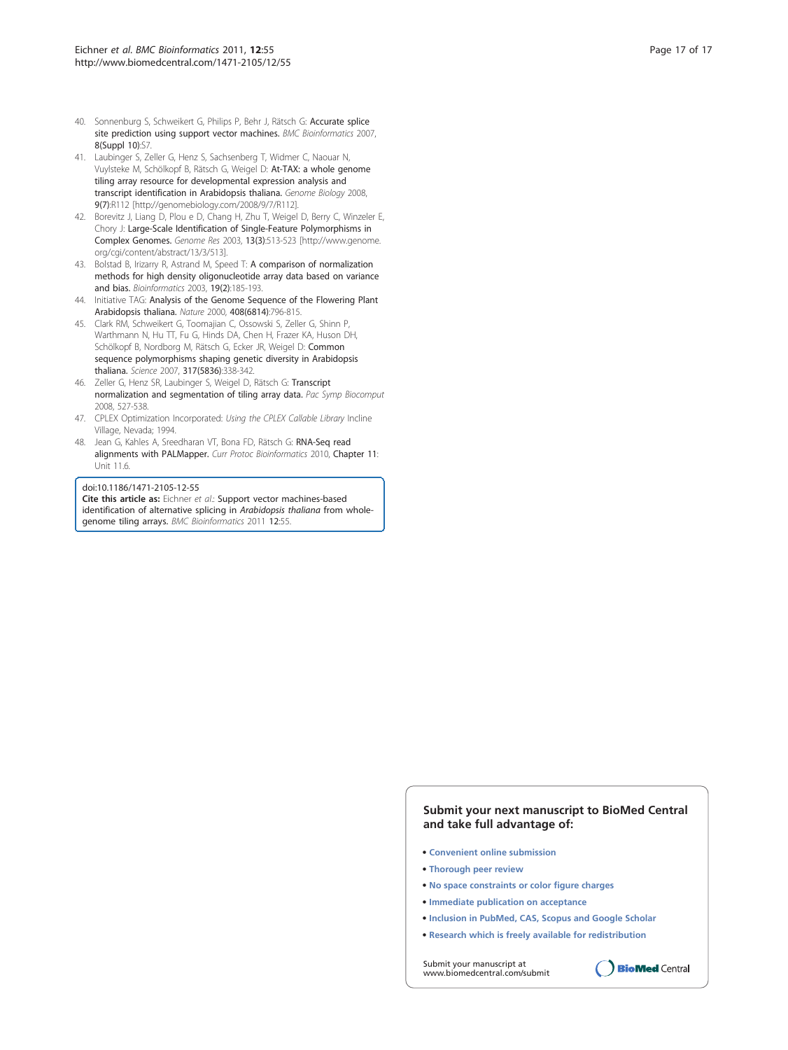40. Sonnenburg S, Schweikert G, Philips P, Behr J, Rätsch G: **Accurate splice site prediction using support vector machines.** *BMC Bioinformatics* 2007, **8(Suppl 10)**:S7.
41. Laubinger S, Zeller G, Henz S, Sachsenberg T, Widmer C, Naouar N, Vuylsteke M, Schölkopf B, Rätsch G, Weigel D: **At-TAX: a whole genome tiling array resource for developmental expression analysis and transcript identification in Arabidopsis thaliana.** *Genome Biology* 2008, **9(7)**:R112 [http://genomebiology.com/2008/9/7/R112].
42. Borevitz J, Liang D, Plou e D, Chang H, Zhu T, Weigel D, Berry C, Winzeler E, Chory J: **Large-Scale Identification of Single-Feature Polymorphisms in Complex Genomes.** *Genome Res* 2003, **13(3)**:513-523 [http://www.genome.org/cgi/content/abstract/13/3/513].
43. Bolstad B, Irizarry R, Astrand M, Speed T: **A comparison of normalization methods for high density oligonucleotide array data based on variance and bias.** *Bioinformatics* 2003, **19(2)**:185-193.
44. Initiative TAG: **Analysis of the Genome Sequence of the Flowering Plant Arabidopsis thaliana.** *Nature* 2000, **408(6814)**:796-815.
45. Clark RM, Schweikert G, Toomajian C, Ossowski S, Zeller G, Shinn P, Warthmann N, Hu TT, Fu G, Hinds DA, Chen H, Frazer KA, Huson DH, Schölkopf B, Nordborg M, Rätsch G, Ecker JR, Weigel D: **Common sequence polymorphisms shaping genetic diversity in Arabidopsis thaliana.** *Science* 2007, **317(5836)**:338-342.
46. Zeller G, Henz SR, Laubinger S, Weigel D, Rätsch G: **Transcript normalization and segmentation of tiling array data.** *Pac Symp Biocomput* 2008, 527-538.
47. CPLEX Optimization Incorporated: *Using the CPLEX Callable Library* Incline Village, Nevada; 1994.
48. Jean G, Kahles A, Sreedharan VT, Bona FD, Rätsch G: **RNA-Seq read alignments with PALMapper.** *Curr Protoc Bioinformatics* 2010, **Chapter 11**: Unit 11.6.

doi:10.1186/1471-2105-12-55

**Cite this article as:** Eichner *et al.*: Support vector machines-based identification of alternative splicing in *Arabidopsis thaliana* from whole-genome tiling arrays. *BMC Bioinformatics* 2011 **12**:55.

**Submit your next manuscript to BioMed Central and take full advantage of:**

- **Convenient online submission**
- **Thorough peer review**
- **No space constraints or color figure charges**
- **Immediate publication on acceptance**
- **Inclusion in PubMed, CAS, Scopus and Google Scholar**
- **Research which is freely available for redistribution**

Submit your manuscript at
www.biomedcentral.com/submit

BioMed Central